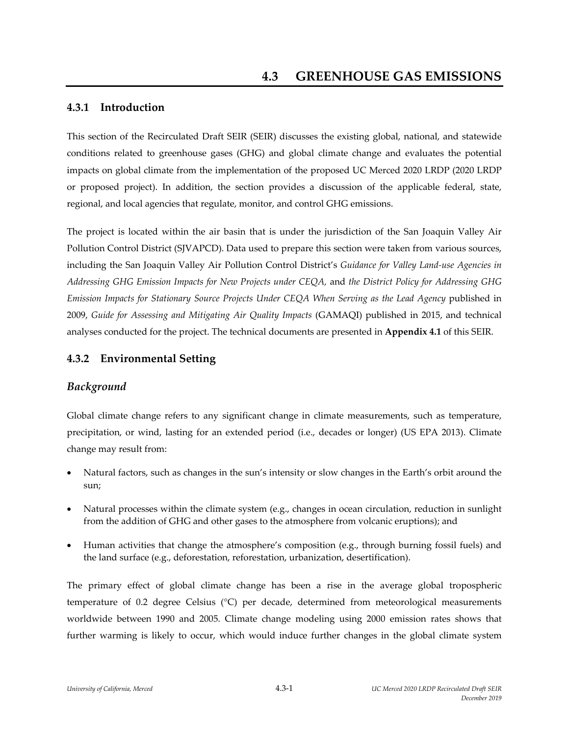# 4.3 GREENHOUSE GAS EMISSIONS

## 4.3.1 Introduction

This section of the Recirculated Draft SEIR (SEIR) discusses the existing global, national, and statewide conditions related to greenhouse gases (GHG) and global climate change and evaluates the potential impacts on global climate from the implementation of the proposed UC Merced 2020 LRDP (2020 LRDP or proposed project). In addition, the section provides a discussion of the applicable federal, state, regional, and local agencies that regulate, monitor, and control GHG emissions.

The project is located within the air basin that is under the jurisdiction of the San Joaquin Valley Air Pollution Control District (SJVAPCD). Data used to prepare this section were taken from various sources, including the San Joaquin Valley Air Pollution Control District's *Guidance for Valley Land-use Agencies in Addressing GHG Emission Impacts for New Projects under CEQA,* and *the District Policy for Addressing GHG Emission Impacts for Stationary Source Projects Under CEQA When Serving as the Lead Agency* published in 2009, *Guide for Assessing and Mitigating Air Quality Impacts* (GAMAQI) published in 2015, and technical analyses conducted for the project. The technical documents are presented in **Appendix 4.1** of this SEIR.

## 4.3.2 Environmental Setting

### *Background*

Global climate change refers to any significant change in climate measurements, such as temperature, precipitation, or wind, lasting for an extended period (i.e., decades or longer) (US EPA 2013). Climate change may result from:

- Natural factors, such as changes in the sun's intensity or slow changes in the Earth's orbit around the sun;
- Natural processes within the climate system (e.g., changes in ocean circulation, reduction in sunlight from the addition of GHG and other gases to the atmosphere from volcanic eruptions); and
- Human activities that change the atmosphere's composition (e.g., through burning fossil fuels) and the land surface (e.g., deforestation, reforestation, urbanization, desertification).

The primary effect of global climate change has been a rise in the average global tropospheric temperature of 0.2 degree Celsius (°C) per decade, determined from meteorological measurements worldwide between 1990 and 2005. Climate change modeling using 2000 emission rates shows that further warming is likely to occur, which would induce further changes in the global climate system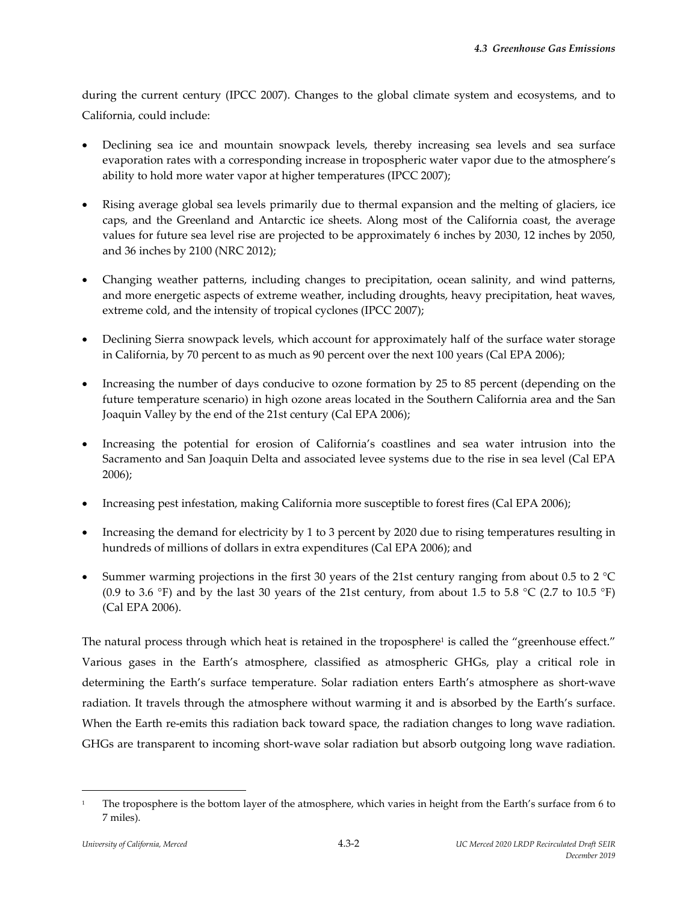during the current century (IPCC 2007). Changes to the global climate system and ecosystems, and to California, could include:

- Declining sea ice and mountain snowpack levels, thereby increasing sea levels and sea surface evaporation rates with a corresponding increase in tropospheric water vapor due to the atmosphere's ability to hold more water vapor at higher temperatures (IPCC 2007);
- Rising average global sea levels primarily due to thermal expansion and the melting of glaciers, ice caps, and the Greenland and Antarctic ice sheets. Along most of the California coast, the average values for future sea level rise are projected to be approximately 6 inches by 2030, 12 inches by 2050, and 36 inches by 2100 (NRC 2012);
- Changing weather patterns, including changes to precipitation, ocean salinity, and wind patterns, and more energetic aspects of extreme weather, including droughts, heavy precipitation, heat waves, extreme cold, and the intensity of tropical cyclones (IPCC 2007);
- Declining Sierra snowpack levels, which account for approximately half of the surface water storage in California, by 70 percent to as much as 90 percent over the next 100 years (Cal EPA 2006);
- Increasing the number of days conducive to ozone formation by 25 to 85 percent (depending on the future temperature scenario) in high ozone areas located in the Southern California area and the San Joaquin Valley by the end of the 21st century (Cal EPA 2006);
- Increasing the potential for erosion of California's coastlines and sea water intrusion into the Sacramento and San Joaquin Delta and associated levee systems due to the rise in sea level (Cal EPA 2006);
- Increasing pest infestation, making California more susceptible to forest fires (Cal EPA 2006);
- Increasing the demand for electricity by 1 to 3 percent by 2020 due to rising temperatures resulting in hundreds of millions of dollars in extra expenditures (Cal EPA 2006); and
- Summer warming projections in the first 30 years of the 21st century ranging from about 0.5 to 2 °C (0.9 to 3.6 °F) and by the last 30 years of the 21st century, from about 1.5 to 5.8 °C (2.7 to 10.5 °F) (Cal EPA 2006).

The natural process through which heat is retained in the troposphere[1] is called the "greenhouse effect." Various gases in the Earth's atmosphere, classified as atmospheric GHGs, play a critical role in determining the Earth's surface temperature. Solar radiation enters Earth's atmosphere as short-wave radiation. It travels through the atmosphere without warming it and is absorbed by the Earth's surface. When the Earth re-emits this radiation back toward space, the radiation changes to long wave radiation. GHGs are transparent to incoming short-wave solar radiation but absorb outgoing long wave radiation.

[1] The troposphere is the bottom layer of the atmosphere, which varies in height from the Earth's surface from 6 to 7 miles).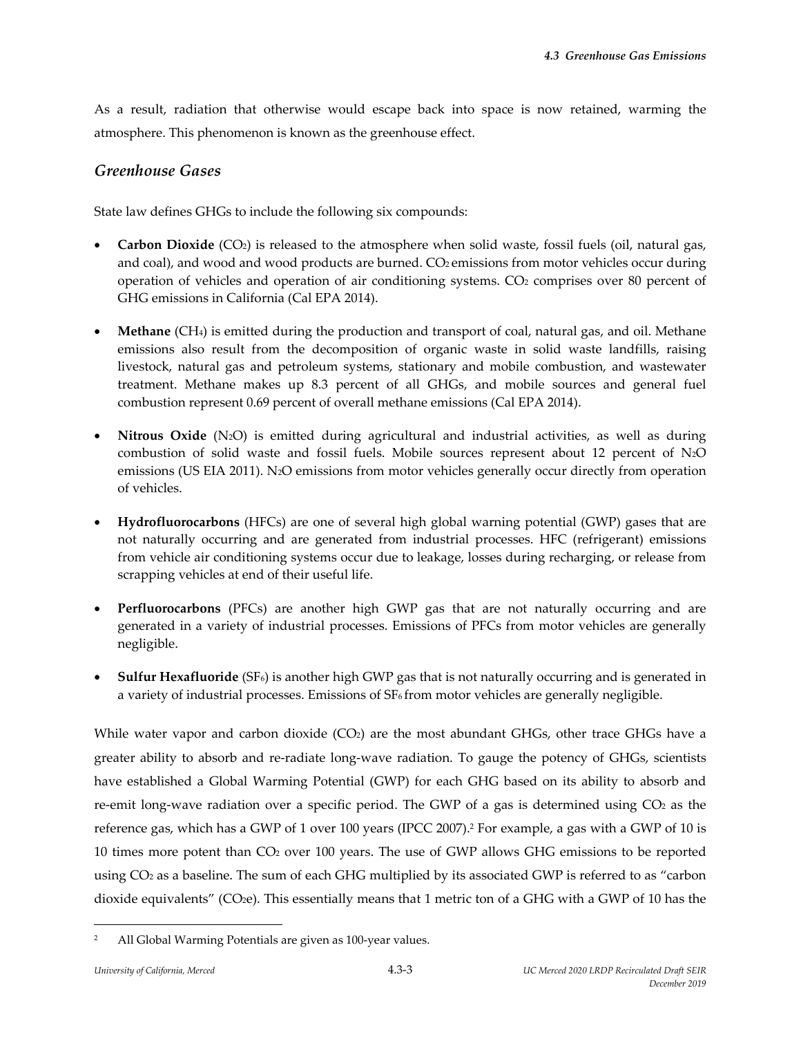As a result, radiation that otherwise would escape back into space is now retained, warming the atmosphere. This phenomenon is known as the greenhouse effect.

### *Greenhouse Gases*

State law defines GHGs to include the following six compounds:

- **Carbon Dioxide** ($CO_2$) is released to the atmosphere when solid waste, fossil fuels (oil, natural gas, and coal), and wood and wood products are burned. $CO_2$ emissions from motor vehicles occur during operation of vehicles and operation of air conditioning systems. $CO_2$ comprises over 80 percent of GHG emissions in California (Cal EPA 2014).

- **Methane** ($CH_4$) is emitted during the production and transport of coal, natural gas, and oil. Methane emissions also result from the decomposition of organic waste in solid waste landfills, raising livestock, natural gas and petroleum systems, stationary and mobile combustion, and wastewater treatment. Methane makes up 8.3 percent of all GHGs, and mobile sources and general fuel combustion represent 0.69 percent of overall methane emissions (Cal EPA 2014).

- **Nitrous Oxide** ($N_2O$) is emitted during agricultural and industrial activities, as well as during combustion of solid waste and fossil fuels. Mobile sources represent about 12 percent of $N_2O$ emissions (US EIA 2011). $N_2O$ emissions from motor vehicles generally occur directly from operation of vehicles.

- **Hydrofluorocarbons** (HFCs) are one of several high global warning potential (GWP) gases that are not naturally occurring and are generated from industrial processes. HFC (refrigerant) emissions from vehicle air conditioning systems occur due to leakage, losses during recharging, or release from scrapping vehicles at end of their useful life.

- **Perfluorocarbons** (PFCs) are another high GWP gas that are not naturally occurring and are generated in a variety of industrial processes. Emissions of PFCs from motor vehicles are generally negligible.

- **Sulfur Hexafluoride** ($SF_6$) is another high GWP gas that is not naturally occurring and is generated in a variety of industrial processes. Emissions of $SF_6$ from motor vehicles are generally negligible.

While water vapor and carbon dioxide ($CO_2$) are the most abundant GHGs, other trace GHGs have a greater ability to absorb and re-radiate long-wave radiation. To gauge the potency of GHGs, scientists have established a Global Warming Potential (GWP) for each GHG based on its ability to absorb and re-emit long-wave radiation over a specific period. The GWP of a gas is determined using $CO_2$ as the reference gas, which has a GWP of 1 over 100 years (IPCC 2007).[2] For example, a gas with a GWP of 10 is 10 times more potent than $CO_2$ over 100 years. The use of GWP allows GHG emissions to be reported using $CO_2$ as a baseline. The sum of each GHG multiplied by its associated GWP is referred to as "carbon dioxide equivalents" ($CO_2e$). This essentially means that 1 metric ton of a GHG with a GWP of 10 has the

---

[2] All Global Warming Potentials are given as 100-year values.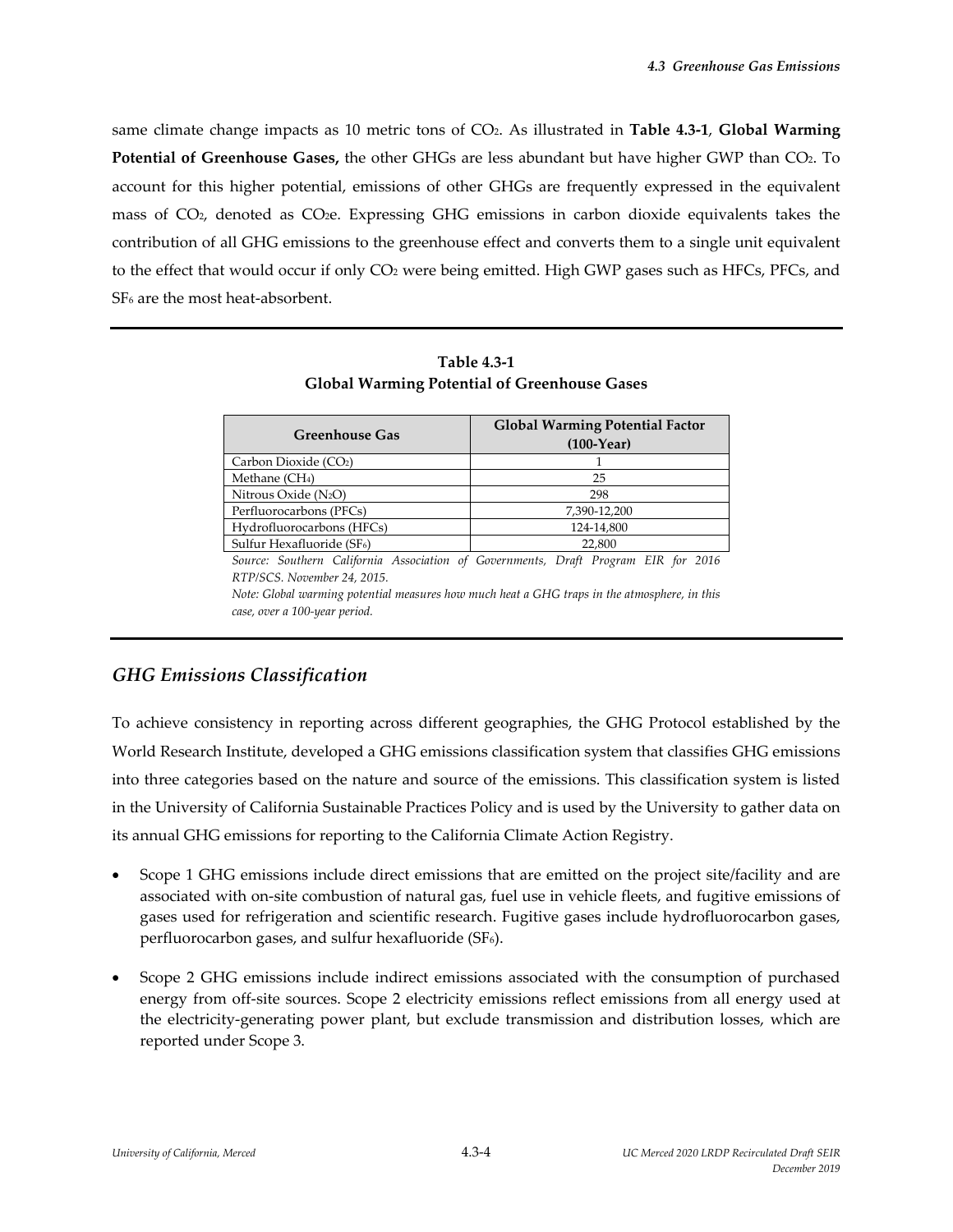same climate change impacts as 10 metric tons of $CO_2$. As illustrated in **Table 4.3-1**, **Global Warming Potential of Greenhouse Gases,** the other GHGs are less abundant but have higher GWP than $CO_2$. To account for this higher potential, emissions of other GHGs are frequently expressed in the equivalent mass of $CO_2$, denoted as $CO_2e$. Expressing GHG emissions in carbon dioxide equivalents takes the contribution of all GHG emissions to the greenhouse effect and converts them to a single unit equivalent to the effect that would occur if only $CO_2$ were being emitted. High GWP gases such as HFCs, PFCs, and $SF_6$ are the most heat-absorbent.

**Table 4.3-1**
**Global Warming Potential of Greenhouse Gases**

| Greenhouse Gas | Global Warming Potential Factor (100-Year) |
|---|---|
| Carbon Dioxide ($CO_2$) | 1 |
| Methane ($CH_4$) | 25 |
| Nitrous Oxide ($N_2O$) | 298 |
| Perfluorocarbons (PFCs) | 7,390-12,200 |
| Hydrofluorocarbons (HFCs) | 124-14,800 |
| Sulfur Hexafluoride ($SF_6$) | 22,800 |

*Source: Southern California Association of Governments, Draft Program EIR for 2016 RTP/SCS. November 24, 2015.*

*Note: Global warming potential measures how much heat a GHG traps in the atmosphere, in this case, over a 100-year period.*

## *GHG Emissions Classification*

To achieve consistency in reporting across different geographies, the GHG Protocol established by the World Research Institute, developed a GHG emissions classification system that classifies GHG emissions into three categories based on the nature and source of the emissions. This classification system is listed in the University of California Sustainable Practices Policy and is used by the University to gather data on its annual GHG emissions for reporting to the California Climate Action Registry.

- Scope 1 GHG emissions include direct emissions that are emitted on the project site/facility and are associated with on-site combustion of natural gas, fuel use in vehicle fleets, and fugitive emissions of gases used for refrigeration and scientific research. Fugitive gases include hydrofluorocarbon gases, perfluorocarbon gases, and sulfur hexafluoride ($SF_6$).
- Scope 2 GHG emissions include indirect emissions associated with the consumption of purchased energy from off-site sources. Scope 2 electricity emissions reflect emissions from all energy used at the electricity-generating power plant, but exclude transmission and distribution losses, which are reported under Scope 3.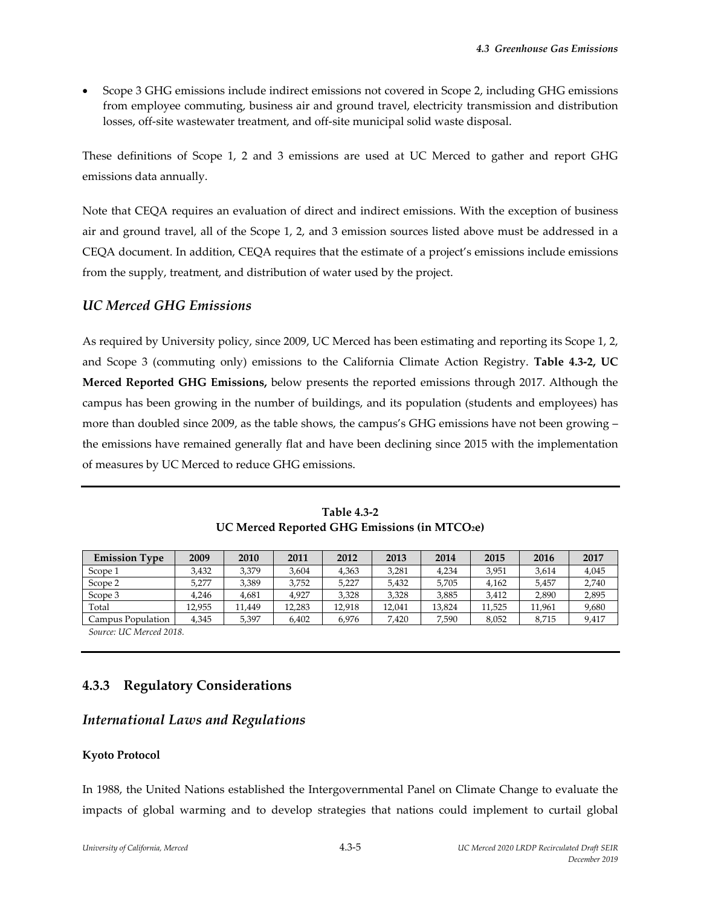- Scope 3 GHG emissions include indirect emissions not covered in Scope 2, including GHG emissions from employee commuting, business air and ground travel, electricity transmission and distribution losses, off-site wastewater treatment, and off-site municipal solid waste disposal.

These definitions of Scope 1, 2 and 3 emissions are used at UC Merced to gather and report GHG emissions data annually.

Note that CEQA requires an evaluation of direct and indirect emissions. With the exception of business air and ground travel, all of the Scope 1, 2, and 3 emission sources listed above must be addressed in a CEQA document. In addition, CEQA requires that the estimate of a project's emissions include emissions from the supply, treatment, and distribution of water used by the project.

## *UC Merced GHG Emissions*

As required by University policy, since 2009, UC Merced has been estimating and reporting its Scope 1, 2, and Scope 3 (commuting only) emissions to the California Climate Action Registry. **Table 4.3-2, UC Merced Reported GHG Emissions,** below presents the reported emissions through 2017. Although the campus has been growing in the number of buildings, and its population (students and employees) has more than doubled since 2009, as the table shows, the campus's GHG emissions have not been growing – the emissions have remained generally flat and have been declining since 2015 with the implementation of measures by UC Merced to reduce GHG emissions.

**Table 4.3-2**
**UC Merced Reported GHG Emissions (in $MTCO_2e$)**

| Emission Type | 2009 | 2010 | 2011 | 2012 | 2013 | 2014 | 2015 | 2016 | 2017 |
|---|---|---|---|---|---|---|---|---|---|
| Scope 1 | 3,432 | 3,379 | 3,604 | 4,363 | 3,281 | 4,234 | 3,951 | 3,614 | 4,045 |
| Scope 2 | 5,277 | 3,389 | 3,752 | 5,227 | 5,432 | 5,705 | 4,162 | 5,457 | 2,740 |
| Scope 3 | 4,246 | 4,681 | 4,927 | 3,328 | 3,328 | 3,885 | 3,412 | 2,890 | 2,895 |
| Total | 12,955 | 11,449 | 12,283 | 12,918 | 12,041 | 13,824 | 11,525 | 11,961 | 9,680 |
| Campus Population | 4,345 | 5,397 | 6,402 | 6,976 | 7,420 | 7,590 | 8,052 | 8,715 | 9,417 |

*Source: UC Merced 2018.*

## 4.3.3 Regulatory Considerations

## *International Laws and Regulations*

#### Kyoto Protocol

In 1988, the United Nations established the Intergovernmental Panel on Climate Change to evaluate the impacts of global warming and to develop strategies that nations could implement to curtail global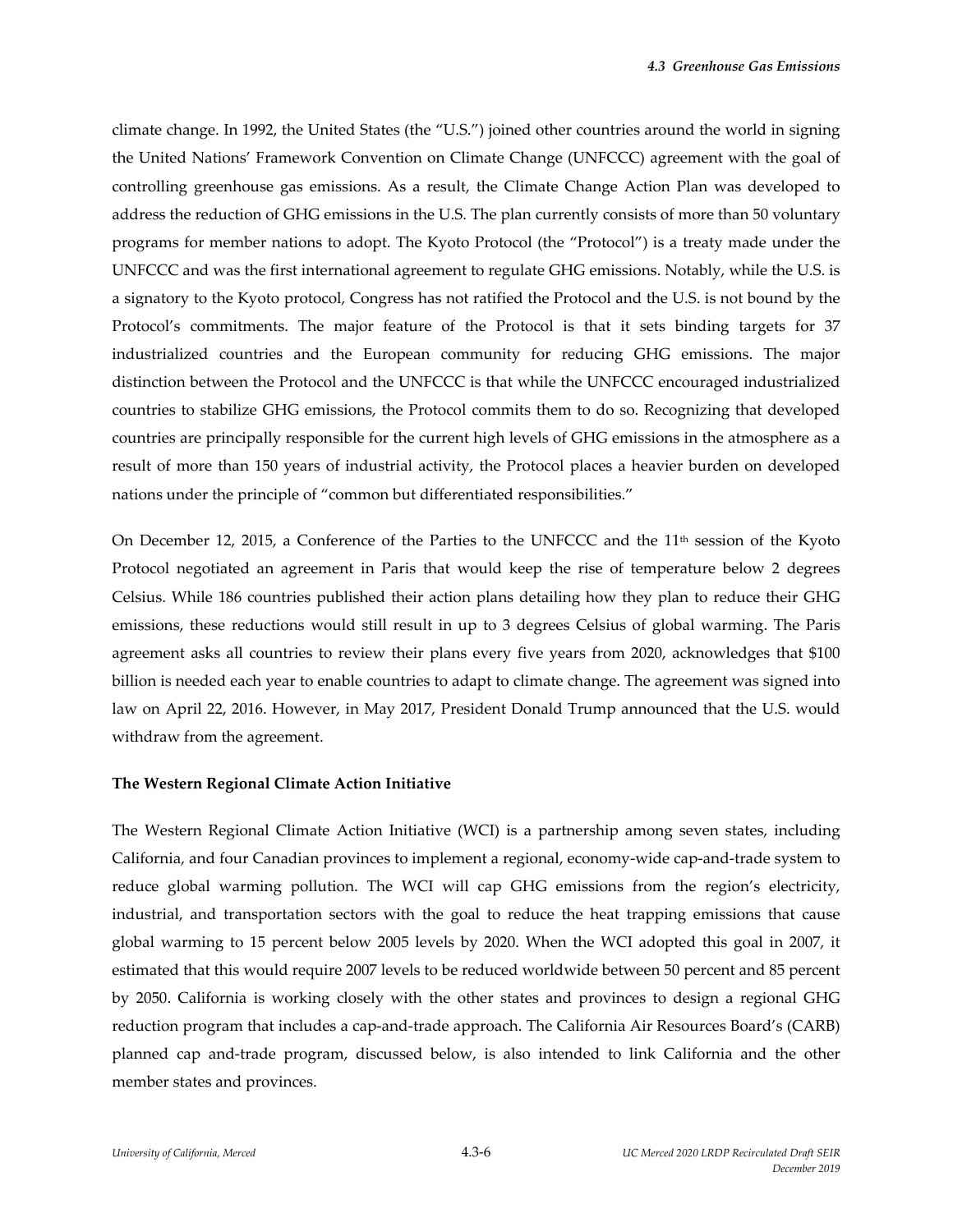climate change. In 1992, the United States (the "U.S.") joined other countries around the world in signing the United Nations' Framework Convention on Climate Change (UNFCCC) agreement with the goal of controlling greenhouse gas emissions. As a result, the Climate Change Action Plan was developed to address the reduction of GHG emissions in the U.S. The plan currently consists of more than 50 voluntary programs for member nations to adopt. The Kyoto Protocol (the "Protocol") is a treaty made under the UNFCCC and was the first international agreement to regulate GHG emissions. Notably, while the U.S. is a signatory to the Kyoto protocol, Congress has not ratified the Protocol and the U.S. is not bound by the Protocol's commitments. The major feature of the Protocol is that it sets binding targets for 37 industrialized countries and the European community for reducing GHG emissions. The major distinction between the Protocol and the UNFCCC is that while the UNFCCC encouraged industrialized countries to stabilize GHG emissions, the Protocol commits them to do so. Recognizing that developed countries are principally responsible for the current high levels of GHG emissions in the atmosphere as a result of more than 150 years of industrial activity, the Protocol places a heavier burden on developed nations under the principle of "common but differentiated responsibilities."

On December 12, 2015, a Conference of the Parties to the UNFCCC and the 11th session of the Kyoto Protocol negotiated an agreement in Paris that would keep the rise of temperature below 2 degrees Celsius. While 186 countries published their action plans detailing how they plan to reduce their GHG emissions, these reductions would still result in up to 3 degrees Celsius of global warming. The Paris agreement asks all countries to review their plans every five years from 2020, acknowledges that $100 billion is needed each year to enable countries to adapt to climate change. The agreement was signed into law on April 22, 2016. However, in May 2017, President Donald Trump announced that the U.S. would withdraw from the agreement.

**The Western Regional Climate Action Initiative**

The Western Regional Climate Action Initiative (WCI) is a partnership among seven states, including California, and four Canadian provinces to implement a regional, economy-wide cap-and-trade system to reduce global warming pollution. The WCI will cap GHG emissions from the region's electricity, industrial, and transportation sectors with the goal to reduce the heat trapping emissions that cause global warming to 15 percent below 2005 levels by 2020. When the WCI adopted this goal in 2007, it estimated that this would require 2007 levels to be reduced worldwide between 50 percent and 85 percent by 2050. California is working closely with the other states and provinces to design a regional GHG reduction program that includes a cap-and-trade approach. The California Air Resources Board's (CARB) planned cap and-trade program, discussed below, is also intended to link California and the other member states and provinces.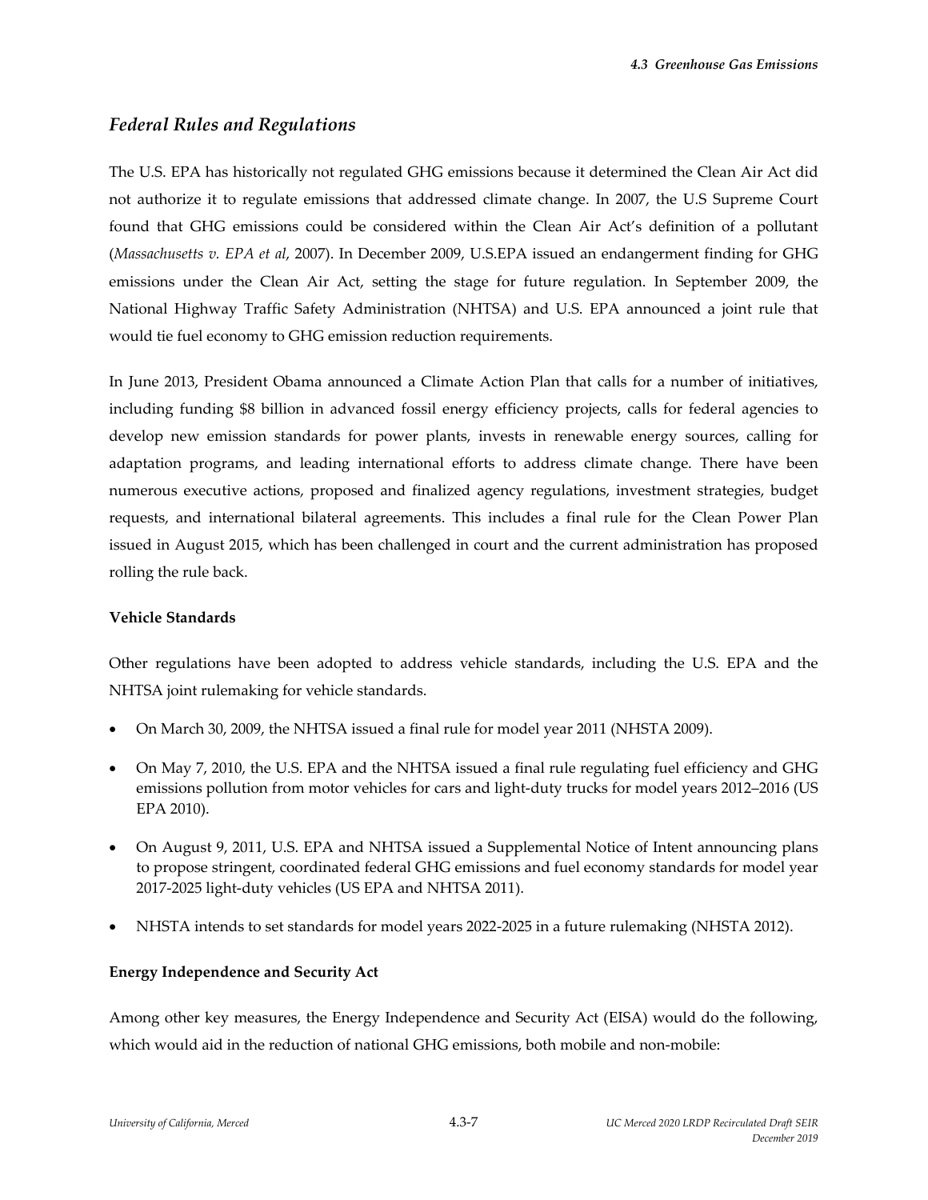## *Federal Rules and Regulations*

The U.S. EPA has historically not regulated GHG emissions because it determined the Clean Air Act did not authorize it to regulate emissions that addressed climate change. In 2007, the U.S Supreme Court found that GHG emissions could be considered within the Clean Air Act's definition of a pollutant (*Massachusetts v. EPA et al*, 2007). In December 2009, U.S.EPA issued an endangerment finding for GHG emissions under the Clean Air Act, setting the stage for future regulation. In September 2009, the National Highway Traffic Safety Administration (NHTSA) and U.S. EPA announced a joint rule that would tie fuel economy to GHG emission reduction requirements.

In June 2013, President Obama announced a Climate Action Plan that calls for a number of initiatives, including funding $8 billion in advanced fossil energy efficiency projects, calls for federal agencies to develop new emission standards for power plants, invests in renewable energy sources, calling for adaptation programs, and leading international efforts to address climate change. There have been numerous executive actions, proposed and finalized agency regulations, investment strategies, budget requests, and international bilateral agreements. This includes a final rule for the Clean Power Plan issued in August 2015, which has been challenged in court and the current administration has proposed rolling the rule back.

**Vehicle Standards**

Other regulations have been adopted to address vehicle standards, including the U.S. EPA and the NHTSA joint rulemaking for vehicle standards.

- On March 30, 2009, the NHTSA issued a final rule for model year 2011 (NHSTA 2009).
- On May 7, 2010, the U.S. EPA and the NHTSA issued a final rule regulating fuel efficiency and GHG emissions pollution from motor vehicles for cars and light-duty trucks for model years 2012–2016 (US EPA 2010).
- On August 9, 2011, U.S. EPA and NHTSA issued a Supplemental Notice of Intent announcing plans to propose stringent, coordinated federal GHG emissions and fuel economy standards for model year 2017-2025 light-duty vehicles (US EPA and NHTSA 2011).
- NHSTA intends to set standards for model years 2022-2025 in a future rulemaking (NHSTA 2012).

**Energy Independence and Security Act**

Among other key measures, the Energy Independence and Security Act (EISA) would do the following, which would aid in the reduction of national GHG emissions, both mobile and non-mobile: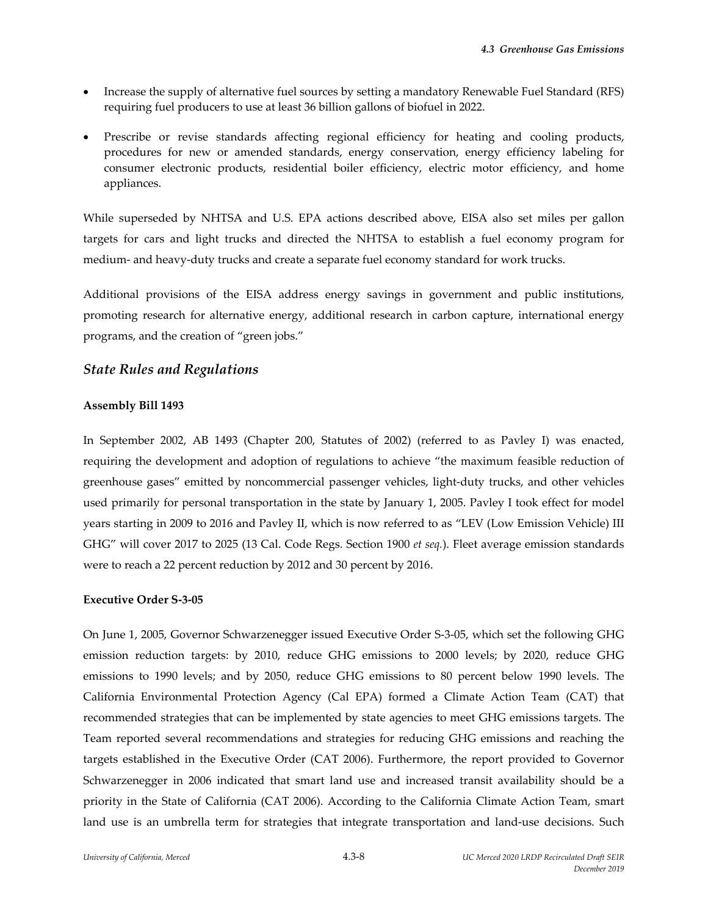- Increase the supply of alternative fuel sources by setting a mandatory Renewable Fuel Standard (RFS) requiring fuel producers to use at least 36 billion gallons of biofuel in 2022.
- Prescribe or revise standards affecting regional efficiency for heating and cooling products, procedures for new or amended standards, energy conservation, energy efficiency labeling for consumer electronic products, residential boiler efficiency, electric motor efficiency, and home appliances.

While superseded by NHTSA and U.S. EPA actions described above, EISA also set miles per gallon targets for cars and light trucks and directed the NHTSA to establish a fuel economy program for medium- and heavy-duty trucks and create a separate fuel economy standard for work trucks.

Additional provisions of the EISA address energy savings in government and public institutions, promoting research for alternative energy, additional research in carbon capture, international energy programs, and the creation of "green jobs."

## *State Rules and Regulations*

**Assembly Bill 1493**

In September 2002, AB 1493 (Chapter 200, Statutes of 2002) (referred to as Pavley I) was enacted, requiring the development and adoption of regulations to achieve "the maximum feasible reduction of greenhouse gases" emitted by noncommercial passenger vehicles, light-duty trucks, and other vehicles used primarily for personal transportation in the state by January 1, 2005. Pavley I took effect for model years starting in 2009 to 2016 and Pavley II, which is now referred to as "LEV (Low Emission Vehicle) III GHG" will cover 2017 to 2025 (13 Cal. Code Regs. Section 1900 *et seq.*). Fleet average emission standards were to reach a 22 percent reduction by 2012 and 30 percent by 2016.

**Executive Order S-3-05**

On June 1, 2005, Governor Schwarzenegger issued Executive Order S-3-05, which set the following GHG emission reduction targets: by 2010, reduce GHG emissions to 2000 levels; by 2020, reduce GHG emissions to 1990 levels; and by 2050, reduce GHG emissions to 80 percent below 1990 levels. The California Environmental Protection Agency (Cal EPA) formed a Climate Action Team (CAT) that recommended strategies that can be implemented by state agencies to meet GHG emissions targets. The Team reported several recommendations and strategies for reducing GHG emissions and reaching the targets established in the Executive Order (CAT 2006). Furthermore, the report provided to Governor Schwarzenegger in 2006 indicated that smart land use and increased transit availability should be a priority in the State of California (CAT 2006). According to the California Climate Action Team, smart land use is an umbrella term for strategies that integrate transportation and land-use decisions. Such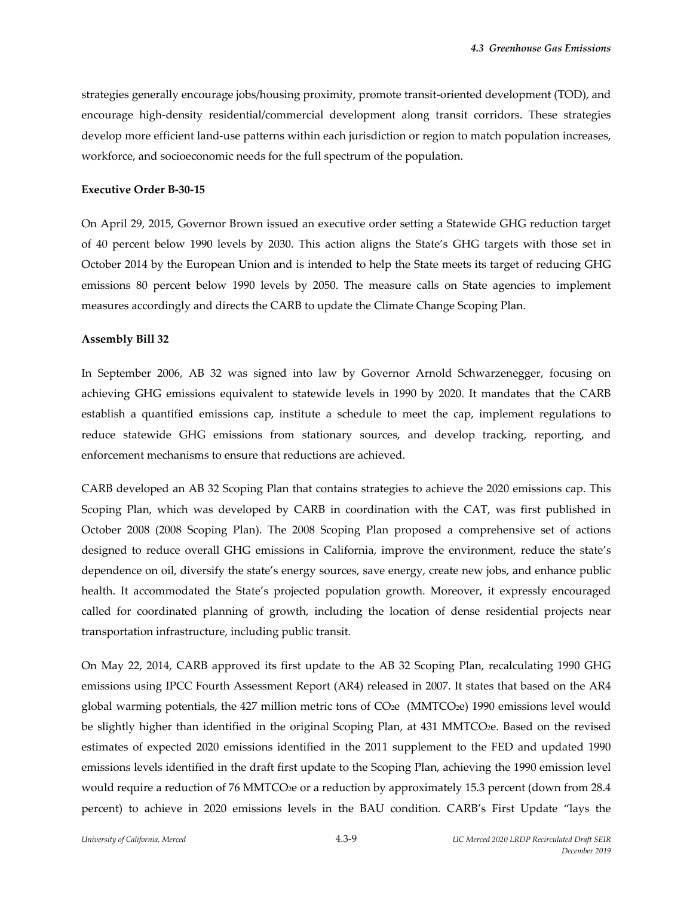strategies generally encourage jobs/housing proximity, promote transit-oriented development (TOD), and encourage high-density residential/commercial development along transit corridors. These strategies develop more efficient land-use patterns within each jurisdiction or region to match population increases, workforce, and socioeconomic needs for the full spectrum of the population.

**Executive Order B-30-15**

On April 29, 2015, Governor Brown issued an executive order setting a Statewide GHG reduction target of 40 percent below 1990 levels by 2030. This action aligns the State's GHG targets with those set in October 2014 by the European Union and is intended to help the State meets its target of reducing GHG emissions 80 percent below 1990 levels by 2050. The measure calls on State agencies to implement measures accordingly and directs the CARB to update the Climate Change Scoping Plan.

**Assembly Bill 32**

In September 2006, AB 32 was signed into law by Governor Arnold Schwarzenegger, focusing on achieving GHG emissions equivalent to statewide levels in 1990 by 2020. It mandates that the CARB establish a quantified emissions cap, institute a schedule to meet the cap, implement regulations to reduce statewide GHG emissions from stationary sources, and develop tracking, reporting, and enforcement mechanisms to ensure that reductions are achieved.

CARB developed an AB 32 Scoping Plan that contains strategies to achieve the 2020 emissions cap. This Scoping Plan, which was developed by CARB in coordination with the CAT, was first published in October 2008 (2008 Scoping Plan). The 2008 Scoping Plan proposed a comprehensive set of actions designed to reduce overall GHG emissions in California, improve the environment, reduce the state's dependence on oil, diversify the state's energy sources, save energy, create new jobs, and enhance public health. It accommodated the State's projected population growth. Moreover, it expressly encouraged called for coordinated planning of growth, including the location of dense residential projects near transportation infrastructure, including public transit.

On May 22, 2014, CARB approved its first update to the AB 32 Scoping Plan, recalculating 1990 GHG emissions using IPCC Fourth Assessment Report (AR4) released in 2007. It states that based on the AR4 global warming potentials, the 427 million metric tons of $CO_2e$ ($MMTCO_2e$) 1990 emissions level would be slightly higher than identified in the original Scoping Plan, at 431 $MMTCO_2e$. Based on the revised estimates of expected 2020 emissions identified in the 2011 supplement to the FED and updated 1990 emissions levels identified in the draft first update to the Scoping Plan, achieving the 1990 emission level would require a reduction of 76 $MMTCO_2e$ or a reduction by approximately 15.3 percent (down from 28.4 percent) to achieve in 2020 emissions levels in the BAU condition. CARB's First Update "lays the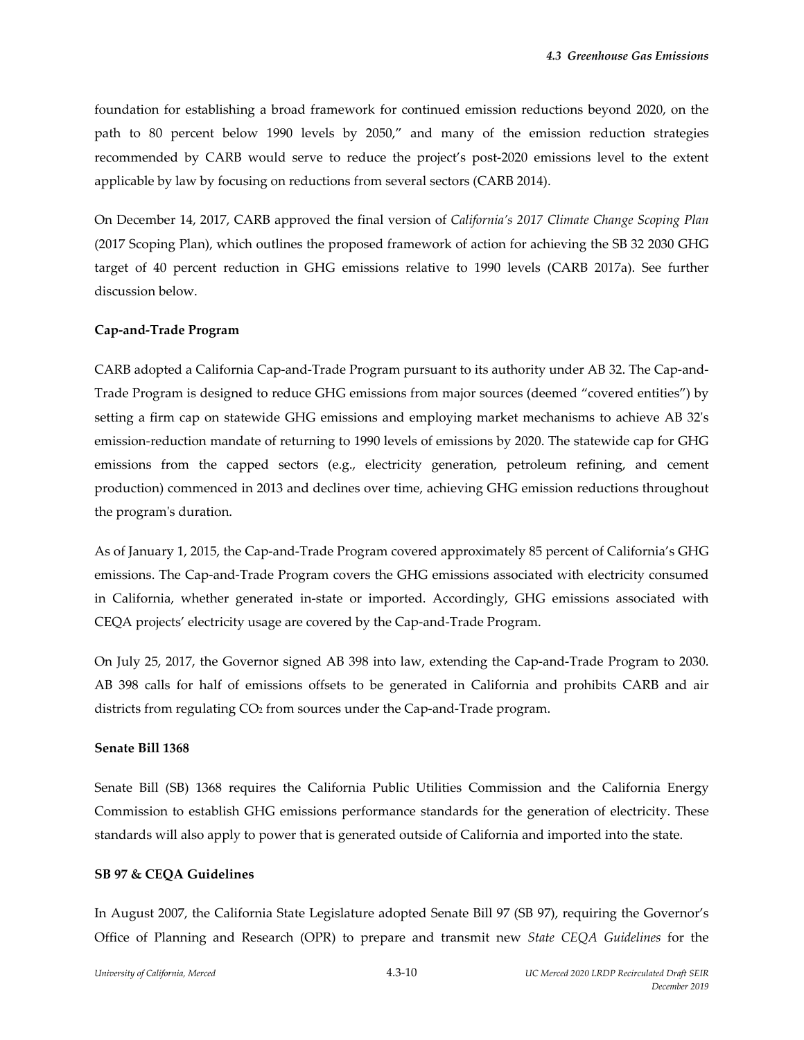foundation for establishing a broad framework for continued emission reductions beyond 2020, on the path to 80 percent below 1990 levels by 2050," and many of the emission reduction strategies recommended by CARB would serve to reduce the project's post-2020 emissions level to the extent applicable by law by focusing on reductions from several sectors (CARB 2014).

On December 14, 2017, CARB approved the final version of *California's 2017 Climate Change Scoping Plan* (2017 Scoping Plan), which outlines the proposed framework of action for achieving the SB 32 2030 GHG target of 40 percent reduction in GHG emissions relative to 1990 levels (CARB 2017a). See further discussion below.

**Cap-and-Trade Program**

CARB adopted a California Cap-and-Trade Program pursuant to its authority under AB 32. The Cap-and-Trade Program is designed to reduce GHG emissions from major sources (deemed "covered entities") by setting a firm cap on statewide GHG emissions and employing market mechanisms to achieve AB 32's emission-reduction mandate of returning to 1990 levels of emissions by 2020. The statewide cap for GHG emissions from the capped sectors (e.g., electricity generation, petroleum refining, and cement production) commenced in 2013 and declines over time, achieving GHG emission reductions throughout the program's duration.

As of January 1, 2015, the Cap-and-Trade Program covered approximately 85 percent of California's GHG emissions. The Cap-and-Trade Program covers the GHG emissions associated with electricity consumed in California, whether generated in-state or imported. Accordingly, GHG emissions associated with CEQA projects' electricity usage are covered by the Cap-and-Trade Program.

On July 25, 2017, the Governor signed AB 398 into law, extending the Cap-and-Trade Program to 2030. AB 398 calls for half of emissions offsets to be generated in California and prohibits CARB and air districts from regulating $CO_2$ from sources under the Cap-and-Trade program.

**Senate Bill 1368**

Senate Bill (SB) 1368 requires the California Public Utilities Commission and the California Energy Commission to establish GHG emissions performance standards for the generation of electricity. These standards will also apply to power that is generated outside of California and imported into the state.

**SB 97 & CEQA Guidelines**

In August 2007, the California State Legislature adopted Senate Bill 97 (SB 97), requiring the Governor's Office of Planning and Research (OPR) to prepare and transmit new *State CEQA Guidelines* for the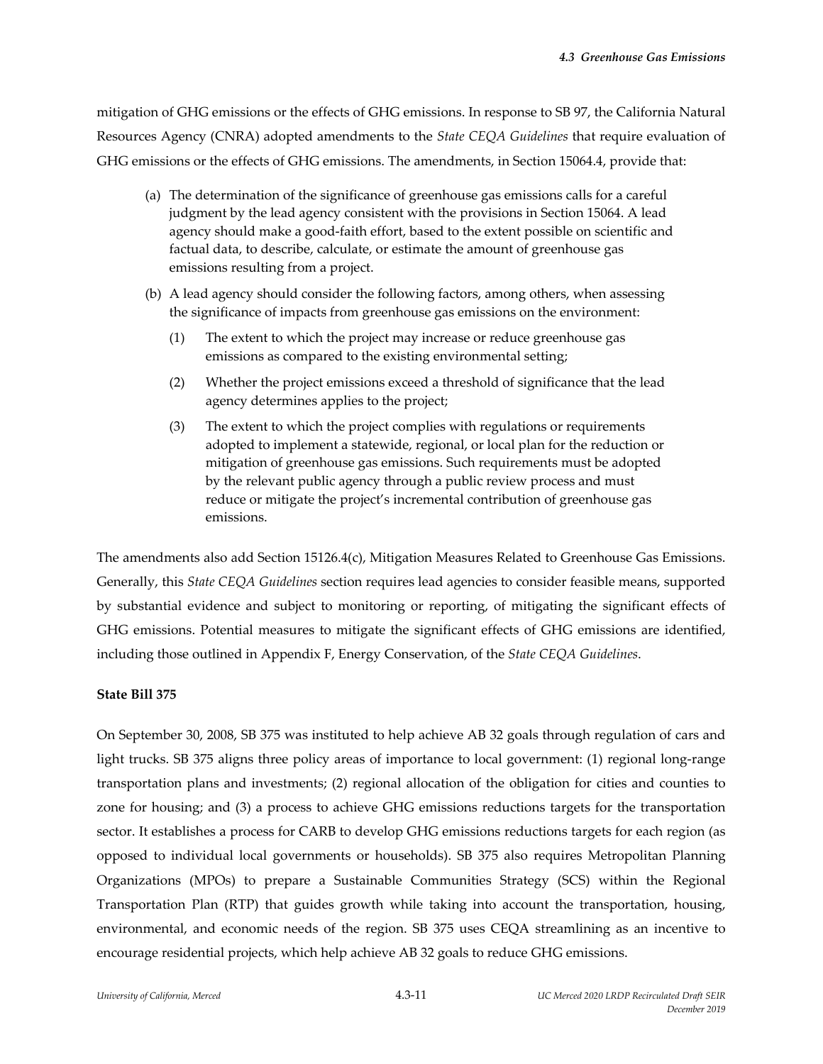mitigation of GHG emissions or the effects of GHG emissions. In response to SB 97, the California Natural Resources Agency (CNRA) adopted amendments to the *State CEQA Guidelines* that require evaluation of GHG emissions or the effects of GHG emissions. The amendments, in Section 15064.4, provide that:

> (a) The determination of the significance of greenhouse gas emissions calls for a careful judgment by the lead agency consistent with the provisions in Section 15064. A lead agency should make a good-faith effort, based to the extent possible on scientific and factual data, to describe, calculate, or estimate the amount of greenhouse gas emissions resulting from a project.
>
> (b) A lead agency should consider the following factors, among others, when assessing the significance of impacts from greenhouse gas emissions on the environment:
>
> (1) The extent to which the project may increase or reduce greenhouse gas emissions as compared to the existing environmental setting;
>
> (2) Whether the project emissions exceed a threshold of significance that the lead agency determines applies to the project;
>
> (3) The extent to which the project complies with regulations or requirements adopted to implement a statewide, regional, or local plan for the reduction or mitigation of greenhouse gas emissions. Such requirements must be adopted by the relevant public agency through a public review process and must reduce or mitigate the project's incremental contribution of greenhouse gas emissions.

The amendments also add Section 15126.4(c), Mitigation Measures Related to Greenhouse Gas Emissions. Generally, this *State CEQA Guidelines* section requires lead agencies to consider feasible means, supported by substantial evidence and subject to monitoring or reporting, of mitigating the significant effects of GHG emissions. Potential measures to mitigate the significant effects of GHG emissions are identified, including those outlined in Appendix F, Energy Conservation, of the *State CEQA Guidelines*.

**State Bill 375**

On September 30, 2008, SB 375 was instituted to help achieve AB 32 goals through regulation of cars and light trucks. SB 375 aligns three policy areas of importance to local government: (1) regional long-range transportation plans and investments; (2) regional allocation of the obligation for cities and counties to zone for housing; and (3) a process to achieve GHG emissions reductions targets for the transportation sector. It establishes a process for CARB to develop GHG emissions reductions targets for each region (as opposed to individual local governments or households). SB 375 also requires Metropolitan Planning Organizations (MPOs) to prepare a Sustainable Communities Strategy (SCS) within the Regional Transportation Plan (RTP) that guides growth while taking into account the transportation, housing, environmental, and economic needs of the region. SB 375 uses CEQA streamlining as an incentive to encourage residential projects, which help achieve AB 32 goals to reduce GHG emissions.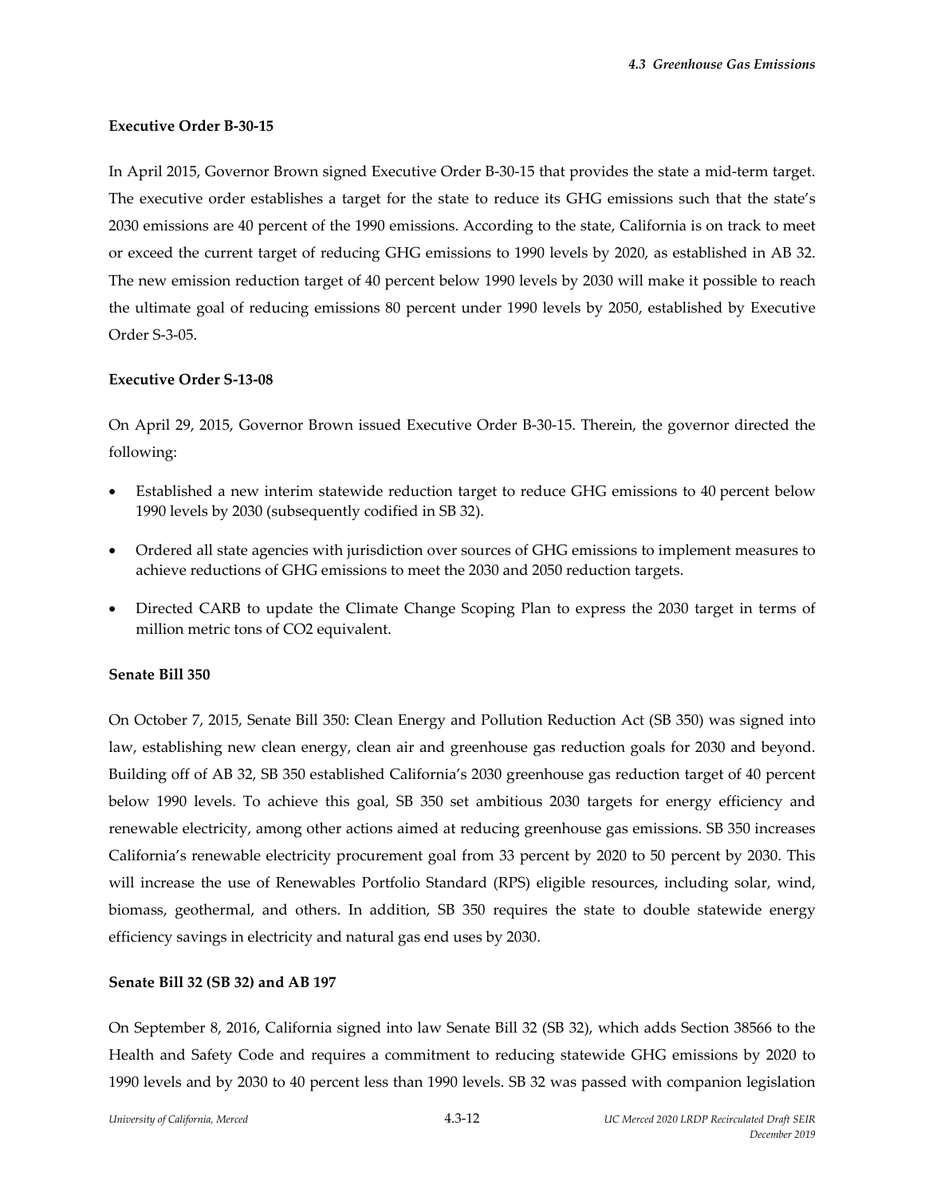**Executive Order B-30-15**

In April 2015, Governor Brown signed Executive Order B-30-15 that provides the state a mid-term target. The executive order establishes a target for the state to reduce its GHG emissions such that the state's 2030 emissions are 40 percent of the 1990 emissions. According to the state, California is on track to meet or exceed the current target of reducing GHG emissions to 1990 levels by 2020, as established in AB 32. The new emission reduction target of 40 percent below 1990 levels by 2030 will make it possible to reach the ultimate goal of reducing emissions 80 percent under 1990 levels by 2050, established by Executive Order S-3-05.

**Executive Order S-13-08**

On April 29, 2015, Governor Brown issued Executive Order B-30-15. Therein, the governor directed the following:

- Established a new interim statewide reduction target to reduce GHG emissions to 40 percent below 1990 levels by 2030 (subsequently codified in SB 32).
- Ordered all state agencies with jurisdiction over sources of GHG emissions to implement measures to achieve reductions of GHG emissions to meet the 2030 and 2050 reduction targets.
- Directed CARB to update the Climate Change Scoping Plan to express the 2030 target in terms of million metric tons of CO2 equivalent.

**Senate Bill 350**

On October 7, 2015, Senate Bill 350: Clean Energy and Pollution Reduction Act (SB 350) was signed into law, establishing new clean energy, clean air and greenhouse gas reduction goals for 2030 and beyond. Building off of AB 32, SB 350 established California's 2030 greenhouse gas reduction target of 40 percent below 1990 levels. To achieve this goal, SB 350 set ambitious 2030 targets for energy efficiency and renewable electricity, among other actions aimed at reducing greenhouse gas emissions. SB 350 increases California's renewable electricity procurement goal from 33 percent by 2020 to 50 percent by 2030. This will increase the use of Renewables Portfolio Standard (RPS) eligible resources, including solar, wind, biomass, geothermal, and others. In addition, SB 350 requires the state to double statewide energy efficiency savings in electricity and natural gas end uses by 2030.

**Senate Bill 32 (SB 32) and AB 197**

On September 8, 2016, California signed into law Senate Bill 32 (SB 32), which adds Section 38566 to the Health and Safety Code and requires a commitment to reducing statewide GHG emissions by 2020 to 1990 levels and by 2030 to 40 percent less than 1990 levels. SB 32 was passed with companion legislation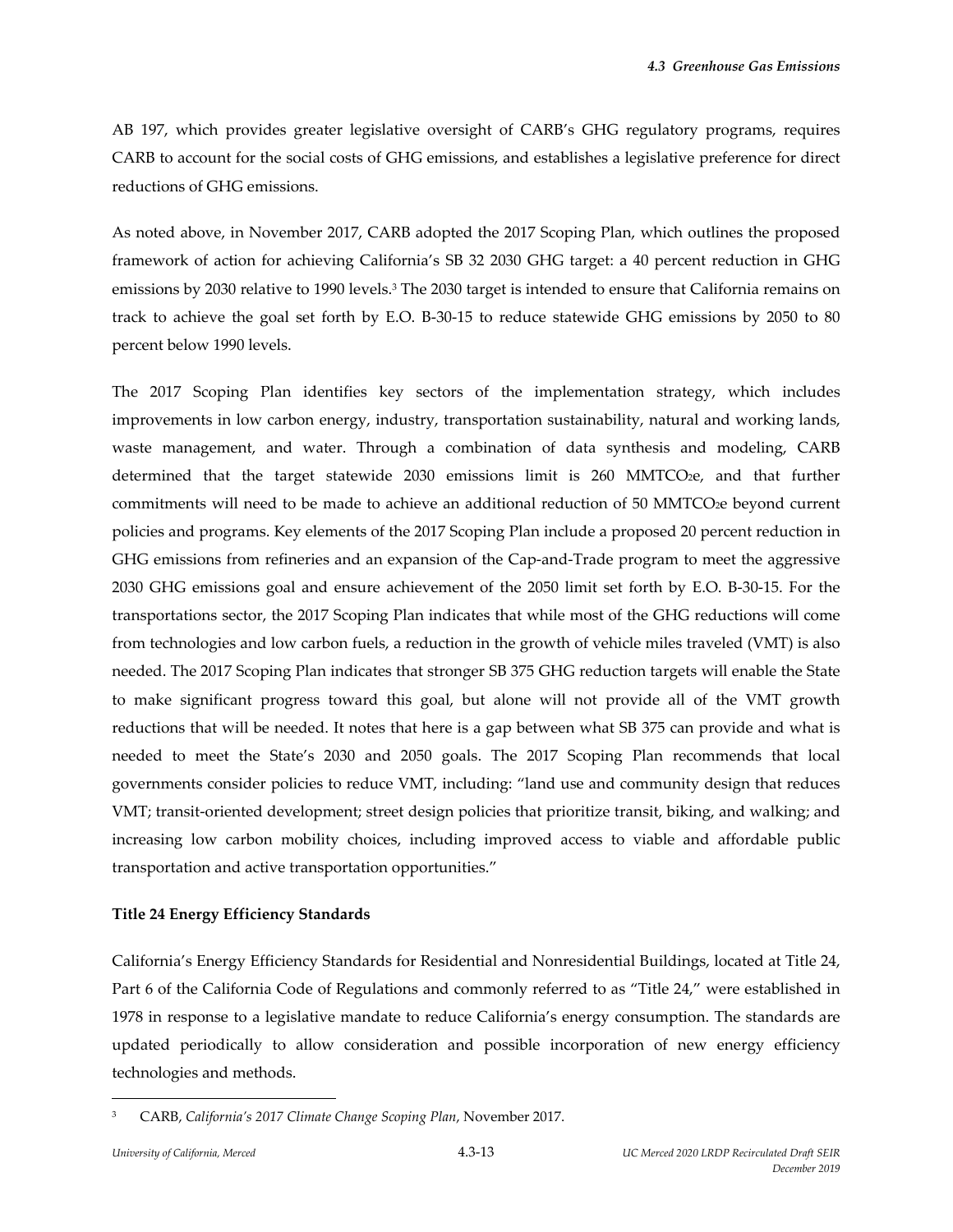AB 197, which provides greater legislative oversight of CARB's GHG regulatory programs, requires CARB to account for the social costs of GHG emissions, and establishes a legislative preference for direct reductions of GHG emissions.

As noted above, in November 2017, CARB adopted the 2017 Scoping Plan, which outlines the proposed framework of action for achieving California's SB 32 2030 GHG target: a 40 percent reduction in GHG emissions by 2030 relative to 1990 levels.[3] The 2030 target is intended to ensure that California remains on track to achieve the goal set forth by E.O. B-30-15 to reduce statewide GHG emissions by 2050 to 80 percent below 1990 levels.

The 2017 Scoping Plan identifies key sectors of the implementation strategy, which includes improvements in low carbon energy, industry, transportation sustainability, natural and working lands, waste management, and water. Through a combination of data synthesis and modeling, CARB determined that the target statewide 2030 emissions limit is 260 $MMTCO_2e$, and that further commitments will need to be made to achieve an additional reduction of 50 $MMTCO_2e$ beyond current policies and programs. Key elements of the 2017 Scoping Plan include a proposed 20 percent reduction in GHG emissions from refineries and an expansion of the Cap-and-Trade program to meet the aggressive 2030 GHG emissions goal and ensure achievement of the 2050 limit set forth by E.O. B-30-15. For the transportations sector, the 2017 Scoping Plan indicates that while most of the GHG reductions will come from technologies and low carbon fuels, a reduction in the growth of vehicle miles traveled (VMT) is also needed. The 2017 Scoping Plan indicates that stronger SB 375 GHG reduction targets will enable the State to make significant progress toward this goal, but alone will not provide all of the VMT growth reductions that will be needed. It notes that here is a gap between what SB 375 can provide and what is needed to meet the State's 2030 and 2050 goals. The 2017 Scoping Plan recommends that local governments consider policies to reduce VMT, including: "land use and community design that reduces VMT; transit-oriented development; street design policies that prioritize transit, biking, and walking; and increasing low carbon mobility choices, including improved access to viable and affordable public transportation and active transportation opportunities."

**Title 24 Energy Efficiency Standards**

California's Energy Efficiency Standards for Residential and Nonresidential Buildings, located at Title 24, Part 6 of the California Code of Regulations and commonly referred to as "Title 24," were established in 1978 in response to a legislative mandate to reduce California's energy consumption. The standards are updated periodically to allow consideration and possible incorporation of new energy efficiency technologies and methods.

---

[3] CARB, *California's 2017 Climate Change Scoping Plan*, November 2017.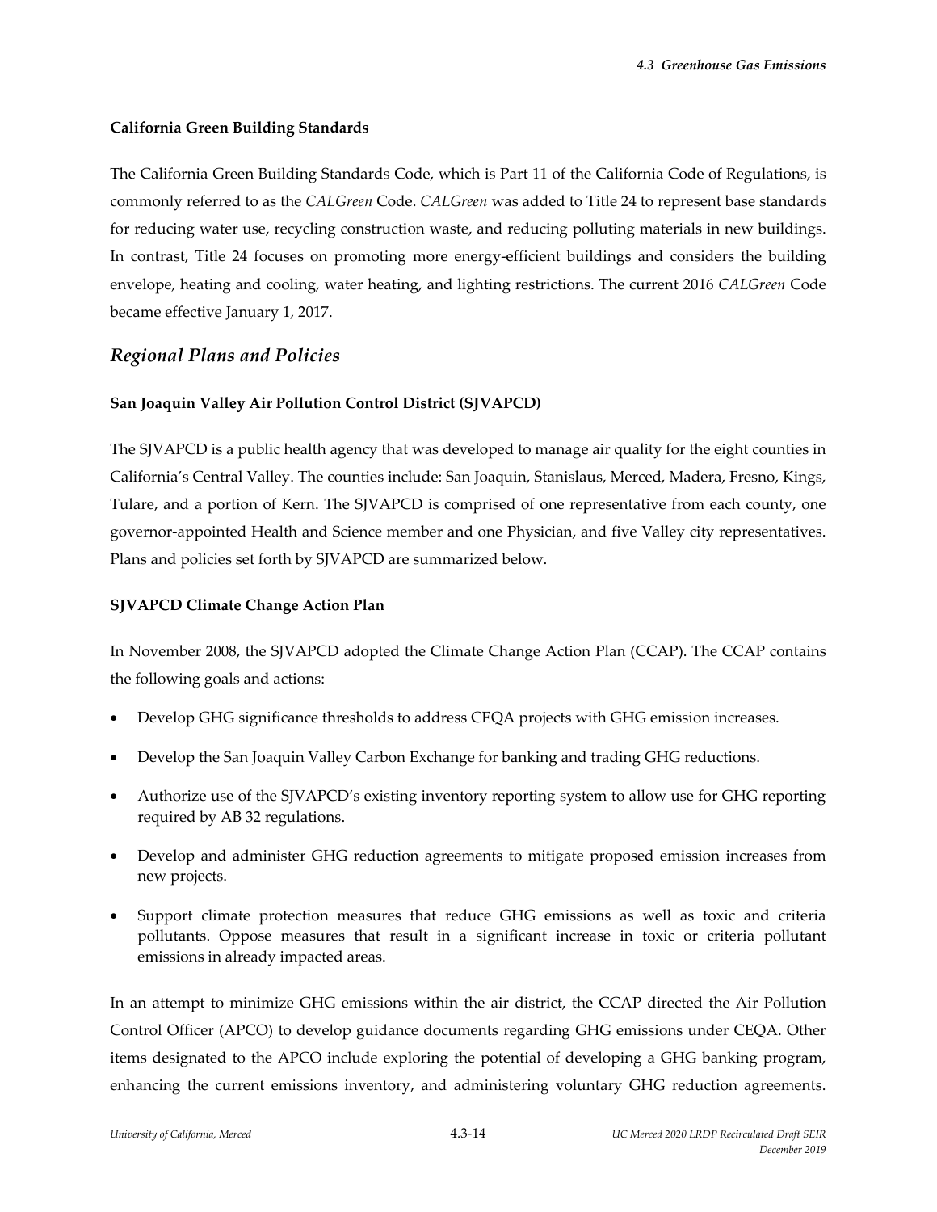**California Green Building Standards**

The California Green Building Standards Code, which is Part 11 of the California Code of Regulations, is commonly referred to as the *CALGreen* Code. *CALGreen* was added to Title 24 to represent base standards for reducing water use, recycling construction waste, and reducing polluting materials in new buildings. In contrast, Title 24 focuses on promoting more energy-efficient buildings and considers the building envelope, heating and cooling, water heating, and lighting restrictions. The current 2016 *CALGreen* Code became effective January 1, 2017.

## *Regional Plans and Policies*

**San Joaquin Valley Air Pollution Control District (SJVAPCD)**

The SJVAPCD is a public health agency that was developed to manage air quality for the eight counties in California's Central Valley. The counties include: San Joaquin, Stanislaus, Merced, Madera, Fresno, Kings, Tulare, and a portion of Kern. The SJVAPCD is comprised of one representative from each county, one governor-appointed Health and Science member and one Physician, and five Valley city representatives. Plans and policies set forth by SJVAPCD are summarized below.

**SJVAPCD Climate Change Action Plan**

In November 2008, the SJVAPCD adopted the Climate Change Action Plan (CCAP). The CCAP contains the following goals and actions:

- Develop GHG significance thresholds to address CEQA projects with GHG emission increases.
- Develop the San Joaquin Valley Carbon Exchange for banking and trading GHG reductions.
- Authorize use of the SJVAPCD's existing inventory reporting system to allow use for GHG reporting required by AB 32 regulations.
- Develop and administer GHG reduction agreements to mitigate proposed emission increases from new projects.
- Support climate protection measures that reduce GHG emissions as well as toxic and criteria pollutants. Oppose measures that result in a significant increase in toxic or criteria pollutant emissions in already impacted areas.

In an attempt to minimize GHG emissions within the air district, the CCAP directed the Air Pollution Control Officer (APCO) to develop guidance documents regarding GHG emissions under CEQA. Other items designated to the APCO include exploring the potential of developing a GHG banking program, enhancing the current emissions inventory, and administering voluntary GHG reduction agreements.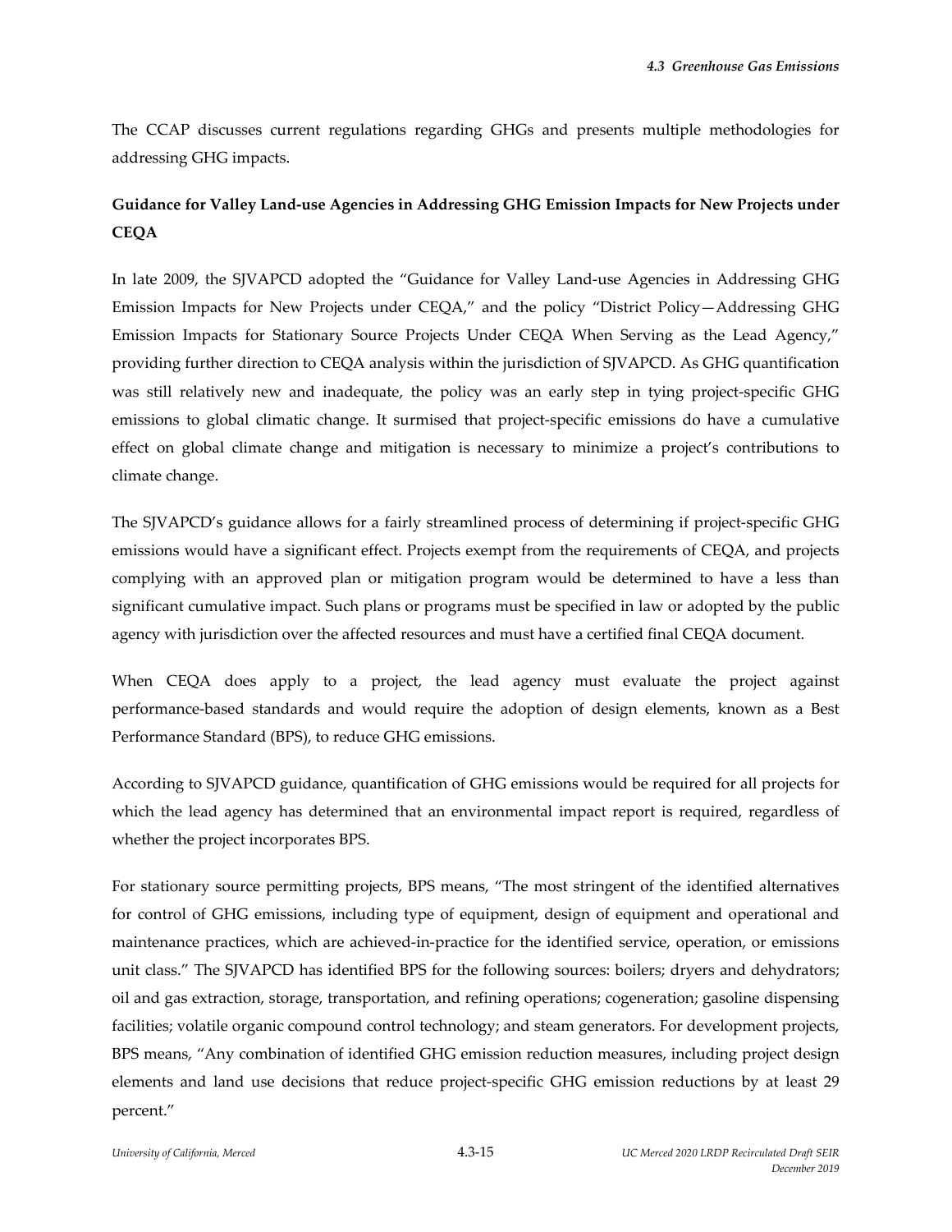The CCAP discusses current regulations regarding GHGs and presents multiple methodologies for addressing GHG impacts.

**Guidance for Valley Land-use Agencies in Addressing GHG Emission Impacts for New Projects under CEQA**

In late 2009, the SJVAPCD adopted the "Guidance for Valley Land-use Agencies in Addressing GHG Emission Impacts for New Projects under CEQA," and the policy "District Policy—Addressing GHG Emission Impacts for Stationary Source Projects Under CEQA When Serving as the Lead Agency," providing further direction to CEQA analysis within the jurisdiction of SJVAPCD. As GHG quantification was still relatively new and inadequate, the policy was an early step in tying project-specific GHG emissions to global climatic change. It surmised that project-specific emissions do have a cumulative effect on global climate change and mitigation is necessary to minimize a project's contributions to climate change.

The SJVAPCD's guidance allows for a fairly streamlined process of determining if project-specific GHG emissions would have a significant effect. Projects exempt from the requirements of CEQA, and projects complying with an approved plan or mitigation program would be determined to have a less than significant cumulative impact. Such plans or programs must be specified in law or adopted by the public agency with jurisdiction over the affected resources and must have a certified final CEQA document.

When CEQA does apply to a project, the lead agency must evaluate the project against performance-based standards and would require the adoption of design elements, known as a Best Performance Standard (BPS), to reduce GHG emissions.

According to SJVAPCD guidance, quantification of GHG emissions would be required for all projects for which the lead agency has determined that an environmental impact report is required, regardless of whether the project incorporates BPS.

For stationary source permitting projects, BPS means, "The most stringent of the identified alternatives for control of GHG emissions, including type of equipment, design of equipment and operational and maintenance practices, which are achieved-in-practice for the identified service, operation, or emissions unit class." The SJVAPCD has identified BPS for the following sources: boilers; dryers and dehydrators; oil and gas extraction, storage, transportation, and refining operations; cogeneration; gasoline dispensing facilities; volatile organic compound control technology; and steam generators. For development projects, BPS means, "Any combination of identified GHG emission reduction measures, including project design elements and land use decisions that reduce project-specific GHG emission reductions by at least 29 percent."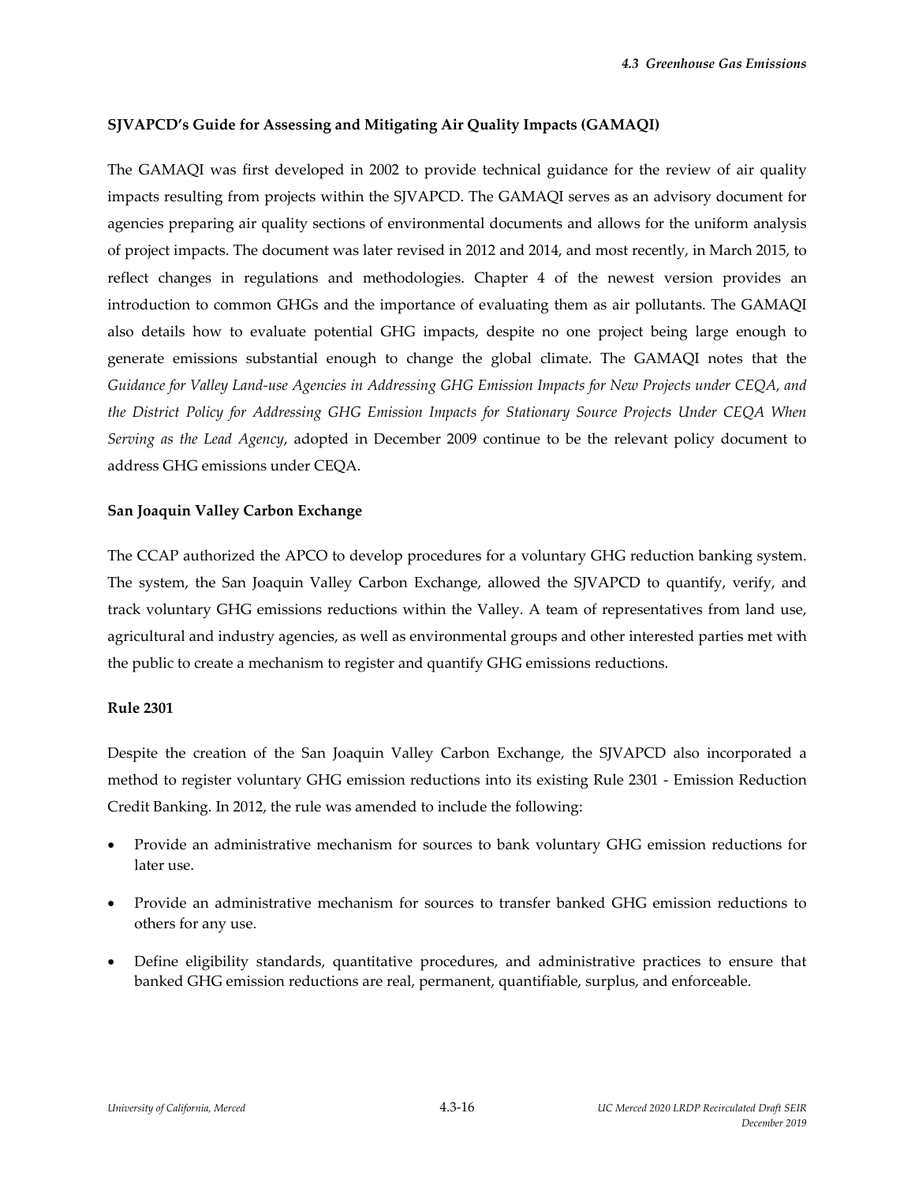**SJVAPCD's Guide for Assessing and Mitigating Air Quality Impacts (GAMAQI)**

The GAMAQI was first developed in 2002 to provide technical guidance for the review of air quality impacts resulting from projects within the SJVAPCD. The GAMAQI serves as an advisory document for agencies preparing air quality sections of environmental documents and allows for the uniform analysis of project impacts. The document was later revised in 2012 and 2014, and most recently, in March 2015, to reflect changes in regulations and methodologies. Chapter 4 of the newest version provides an introduction to common GHGs and the importance of evaluating them as air pollutants. The GAMAQI also details how to evaluate potential GHG impacts, despite no one project being large enough to generate emissions substantial enough to change the global climate. The GAMAQI notes that the *Guidance for Valley Land-use Agencies in Addressing GHG Emission Impacts for New Projects under CEQA, and the District Policy for Addressing GHG Emission Impacts for Stationary Source Projects Under CEQA When Serving as the Lead Agency*, adopted in December 2009 continue to be the relevant policy document to address GHG emissions under CEQA.

**San Joaquin Valley Carbon Exchange**

The CCAP authorized the APCO to develop procedures for a voluntary GHG reduction banking system. The system, the San Joaquin Valley Carbon Exchange, allowed the SJVAPCD to quantify, verify, and track voluntary GHG emissions reductions within the Valley. A team of representatives from land use, agricultural and industry agencies, as well as environmental groups and other interested parties met with the public to create a mechanism to register and quantify GHG emissions reductions.

**Rule 2301**

Despite the creation of the San Joaquin Valley Carbon Exchange, the SJVAPCD also incorporated a method to register voluntary GHG emission reductions into its existing Rule 2301 - Emission Reduction Credit Banking. In 2012, the rule was amended to include the following:

- Provide an administrative mechanism for sources to bank voluntary GHG emission reductions for later use.
- Provide an administrative mechanism for sources to transfer banked GHG emission reductions to others for any use.
- Define eligibility standards, quantitative procedures, and administrative practices to ensure that banked GHG emission reductions are real, permanent, quantifiable, surplus, and enforceable.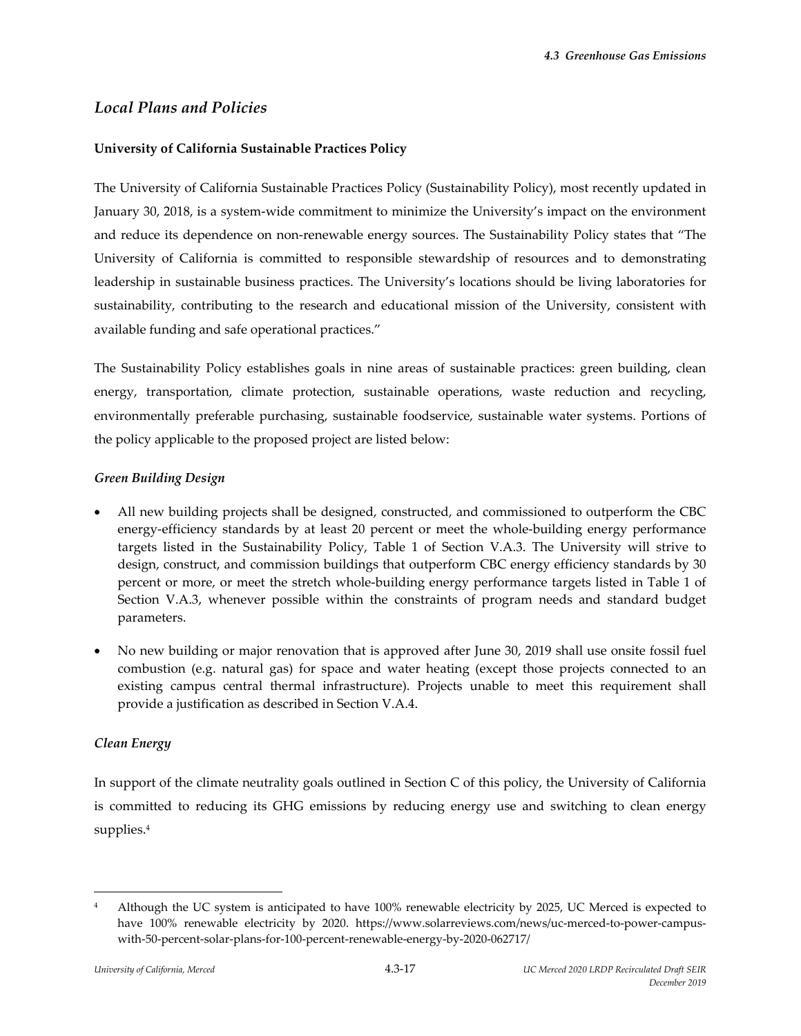## *Local Plans and Policies*

**University of California Sustainable Practices Policy**

The University of California Sustainable Practices Policy (Sustainability Policy), most recently updated in January 30, 2018, is a system-wide commitment to minimize the University's impact on the environment and reduce its dependence on non-renewable energy sources. The Sustainability Policy states that "The University of California is committed to responsible stewardship of resources and to demonstrating leadership in sustainable business practices. The University's locations should be living laboratories for sustainability, contributing to the research and educational mission of the University, consistent with available funding and safe operational practices."

The Sustainability Policy establishes goals in nine areas of sustainable practices: green building, clean energy, transportation, climate protection, sustainable operations, waste reduction and recycling, environmentally preferable purchasing, sustainable foodservice, sustainable water systems. Portions of the policy applicable to the proposed project are listed below:

***Green Building Design***

- All new building projects shall be designed, constructed, and commissioned to outperform the CBC energy-efficiency standards by at least 20 percent or meet the whole-building energy performance targets listed in the Sustainability Policy, Table 1 of Section V.A.3. The University will strive to design, construct, and commission buildings that outperform CBC energy efficiency standards by 30 percent or more, or meet the stretch whole-building energy performance targets listed in Table 1 of Section V.A.3, whenever possible within the constraints of program needs and standard budget parameters.
- No new building or major renovation that is approved after June 30, 2019 shall use onsite fossil fuel combustion (e.g. natural gas) for space and water heating (except those projects connected to an existing campus central thermal infrastructure). Projects unable to meet this requirement shall provide a justification as described in Section V.A.4.

***Clean Energy***

In support of the climate neutrality goals outlined in Section C of this policy, the University of California is committed to reducing its GHG emissions by reducing energy use and switching to clean energy supplies.[4]

[4] Although the UC system is anticipated to have 100% renewable electricity by 2025, UC Merced is expected to have 100% renewable electricity by 2020. https://www.solarreviews.com/news/uc-merced-to-power-campus-with-50-percent-solar-plans-for-100-percent-renewable-energy-by-2020-062717/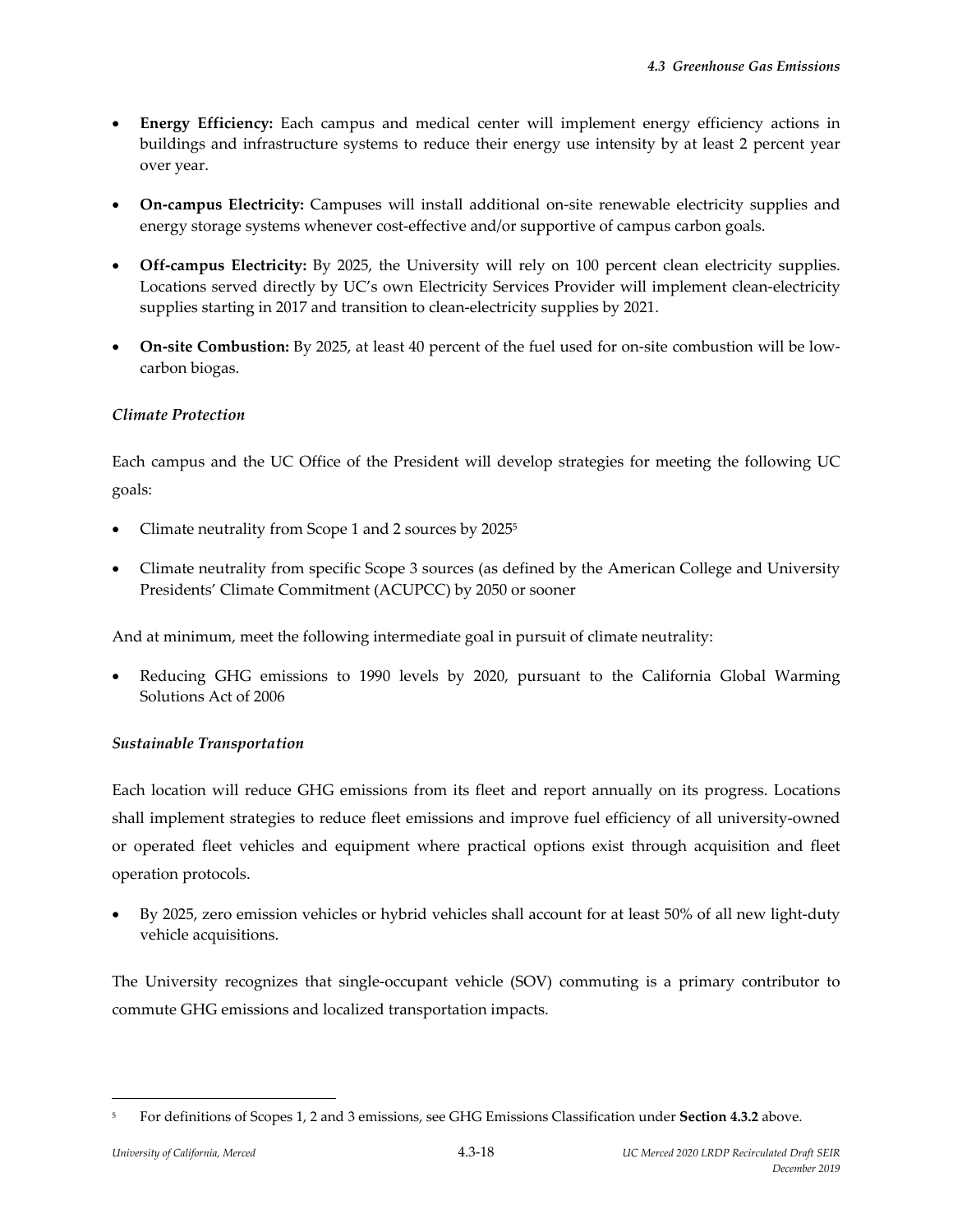- **Energy Efficiency:** Each campus and medical center will implement energy efficiency actions in buildings and infrastructure systems to reduce their energy use intensity by at least 2 percent year over year.
- **On-campus Electricity:** Campuses will install additional on-site renewable electricity supplies and energy storage systems whenever cost-effective and/or supportive of campus carbon goals.
- **Off-campus Electricity:** By 2025, the University will rely on 100 percent clean electricity supplies. Locations served directly by UC's own Electricity Services Provider will implement clean-electricity supplies starting in 2017 and transition to clean-electricity supplies by 2021.
- **On-site Combustion:** By 2025, at least 40 percent of the fuel used for on-site combustion will be low-carbon biogas.

*Climate Protection*

Each campus and the UC Office of the President will develop strategies for meeting the following UC goals:

- Climate neutrality from Scope 1 and 2 sources by 2025[5]
- Climate neutrality from specific Scope 3 sources (as defined by the American College and University Presidents' Climate Commitment (ACUPCC) by 2050 or sooner

And at minimum, meet the following intermediate goal in pursuit of climate neutrality:

- Reducing GHG emissions to 1990 levels by 2020, pursuant to the California Global Warming Solutions Act of 2006

*Sustainable Transportation*

Each location will reduce GHG emissions from its fleet and report annually on its progress. Locations shall implement strategies to reduce fleet emissions and improve fuel efficiency of all university-owned or operated fleet vehicles and equipment where practical options exist through acquisition and fleet operation protocols.

- By 2025, zero emission vehicles or hybrid vehicles shall account for at least 50% of all new light-duty vehicle acquisitions.

The University recognizes that single-occupant vehicle (SOV) commuting is a primary contributor to commute GHG emissions and localized transportation impacts.

[5] For definitions of Scopes 1, 2 and 3 emissions, see GHG Emissions Classification under **Section 4.3.2** above.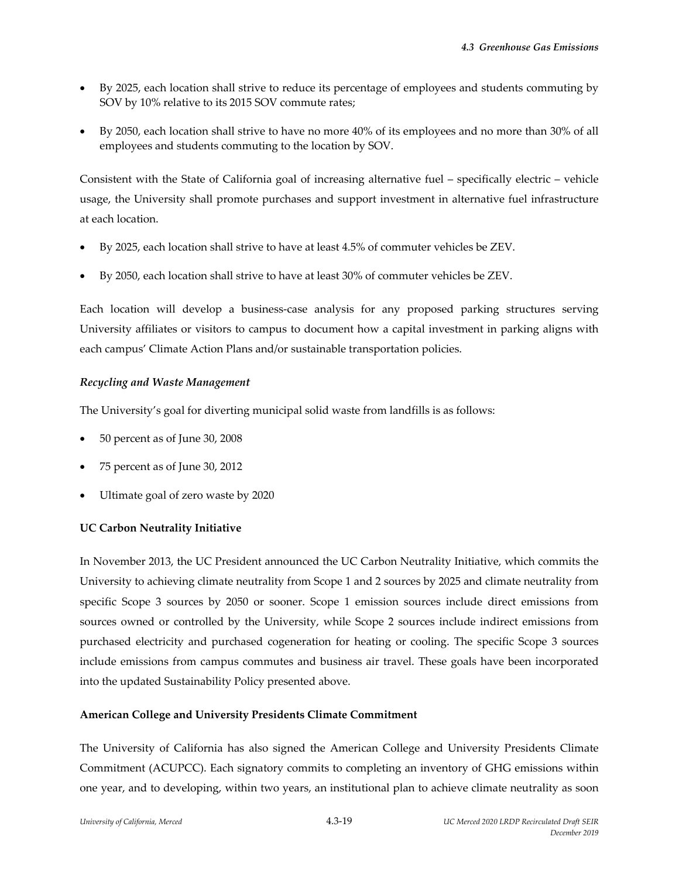- By 2025, each location shall strive to reduce its percentage of employees and students commuting by SOV by 10% relative to its 2015 SOV commute rates;
- By 2050, each location shall strive to have no more 40% of its employees and no more than 30% of all employees and students commuting to the location by SOV.

Consistent with the State of California goal of increasing alternative fuel – specifically electric – vehicle usage, the University shall promote purchases and support investment in alternative fuel infrastructure at each location.

- By 2025, each location shall strive to have at least 4.5% of commuter vehicles be ZEV.
- By 2050, each location shall strive to have at least 30% of commuter vehicles be ZEV.

Each location will develop a business-case analysis for any proposed parking structures serving University affiliates or visitors to campus to document how a capital investment in parking aligns with each campus' Climate Action Plans and/or sustainable transportation policies.

*Recycling and Waste Management*

The University's goal for diverting municipal solid waste from landfills is as follows:

- 50 percent as of June 30, 2008
- 75 percent as of June 30, 2012
- Ultimate goal of zero waste by 2020

**UC Carbon Neutrality Initiative**

In November 2013, the UC President announced the UC Carbon Neutrality Initiative, which commits the University to achieving climate neutrality from Scope 1 and 2 sources by 2025 and climate neutrality from specific Scope 3 sources by 2050 or sooner. Scope 1 emission sources include direct emissions from sources owned or controlled by the University, while Scope 2 sources include indirect emissions from purchased electricity and purchased cogeneration for heating or cooling. The specific Scope 3 sources include emissions from campus commutes and business air travel. These goals have been incorporated into the updated Sustainability Policy presented above.

**American College and University Presidents Climate Commitment**

The University of California has also signed the American College and University Presidents Climate Commitment (ACUPCC). Each signatory commits to completing an inventory of GHG emissions within one year, and to developing, within two years, an institutional plan to achieve climate neutrality as soon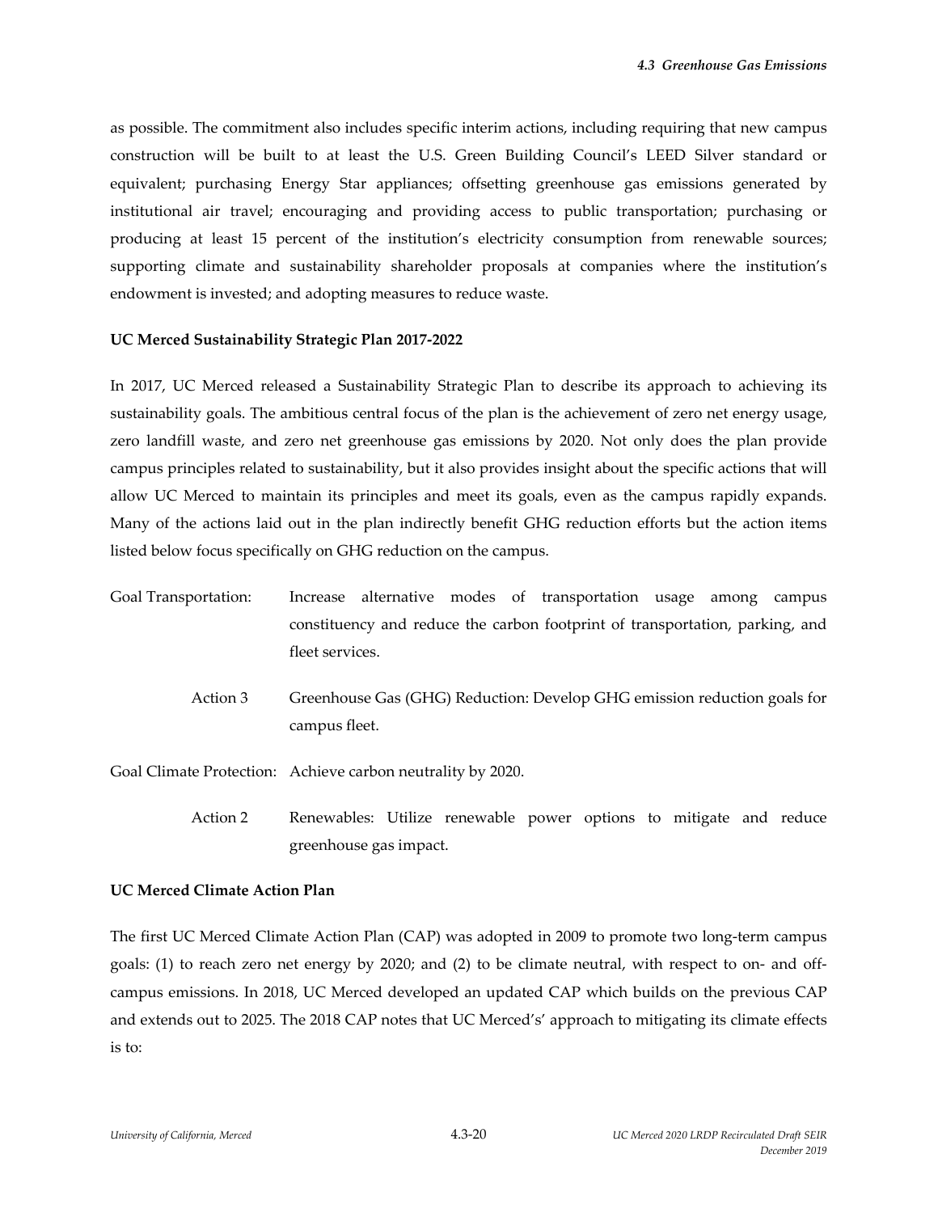as possible. The commitment also includes specific interim actions, including requiring that new campus construction will be built to at least the U.S. Green Building Council's LEED Silver standard or equivalent; purchasing Energy Star appliances; offsetting greenhouse gas emissions generated by institutional air travel; encouraging and providing access to public transportation; purchasing or producing at least 15 percent of the institution's electricity consumption from renewable sources; supporting climate and sustainability shareholder proposals at companies where the institution's endowment is invested; and adopting measures to reduce waste.

**UC Merced Sustainability Strategic Plan 2017-2022**

In 2017, UC Merced released a Sustainability Strategic Plan to describe its approach to achieving its sustainability goals. The ambitious central focus of the plan is the achievement of zero net energy usage, zero landfill waste, and zero net greenhouse gas emissions by 2020. Not only does the plan provide campus principles related to sustainability, but it also provides insight about the specific actions that will allow UC Merced to maintain its principles and meet its goals, even as the campus rapidly expands. Many of the actions laid out in the plan indirectly benefit GHG reduction efforts but the action items listed below focus specifically on GHG reduction on the campus.

Goal Transportation: Increase alternative modes of transportation usage among campus constituency and reduce the carbon footprint of transportation, parking, and fleet services.

Action 3 Greenhouse Gas (GHG) Reduction: Develop GHG emission reduction goals for campus fleet.

Goal Climate Protection: Achieve carbon neutrality by 2020.

Action 2 Renewables: Utilize renewable power options to mitigate and reduce greenhouse gas impact.

**UC Merced Climate Action Plan**

The first UC Merced Climate Action Plan (CAP) was adopted in 2009 to promote two long-term campus goals: (1) to reach zero net energy by 2020; and (2) to be climate neutral, with respect to on- and off-campus emissions. In 2018, UC Merced developed an updated CAP which builds on the previous CAP and extends out to 2025. The 2018 CAP notes that UC Merced's' approach to mitigating its climate effects is to: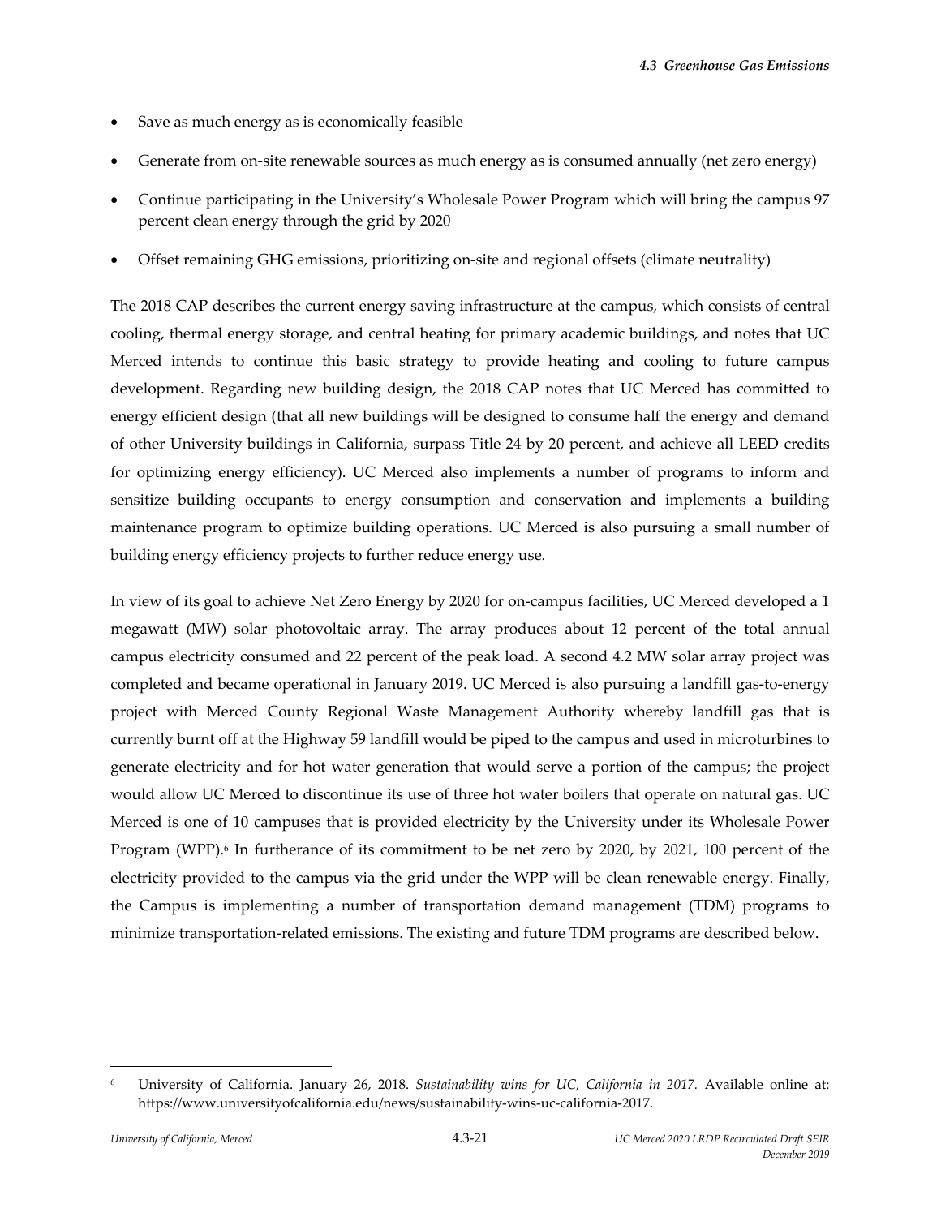- Save as much energy as is economically feasible
- Generate from on-site renewable sources as much energy as is consumed annually (net zero energy)
- Continue participating in the University's Wholesale Power Program which will bring the campus 97 percent clean energy through the grid by 2020
- Offset remaining GHG emissions, prioritizing on-site and regional offsets (climate neutrality)

The 2018 CAP describes the current energy saving infrastructure at the campus, which consists of central cooling, thermal energy storage, and central heating for primary academic buildings, and notes that UC Merced intends to continue this basic strategy to provide heating and cooling to future campus development. Regarding new building design, the 2018 CAP notes that UC Merced has committed to energy efficient design (that all new buildings will be designed to consume half the energy and demand of other University buildings in California, surpass Title 24 by 20 percent, and achieve all LEED credits for optimizing energy efficiency). UC Merced also implements a number of programs to inform and sensitize building occupants to energy consumption and conservation and implements a building maintenance program to optimize building operations. UC Merced is also pursuing a small number of building energy efficiency projects to further reduce energy use.

In view of its goal to achieve Net Zero Energy by 2020 for on-campus facilities, UC Merced developed a 1 megawatt (MW) solar photovoltaic array. The array produces about 12 percent of the total annual campus electricity consumed and 22 percent of the peak load. A second 4.2 MW solar array project was completed and became operational in January 2019. UC Merced is also pursuing a landfill gas-to-energy project with Merced County Regional Waste Management Authority whereby landfill gas that is currently burnt off at the Highway 59 landfill would be piped to the campus and used in microturbines to generate electricity and for hot water generation that would serve a portion of the campus; the project would allow UC Merced to discontinue its use of three hot water boilers that operate on natural gas. UC Merced is one of 10 campuses that is provided electricity by the University under its Wholesale Power Program (WPP).[6] In furtherance of its commitment to be net zero by 2020, by 2021, 100 percent of the electricity provided to the campus via the grid under the WPP will be clean renewable energy. Finally, the Campus is implementing a number of transportation demand management (TDM) programs to minimize transportation-related emissions. The existing and future TDM programs are described below.

[6] University of California. January 26, 2018. *Sustainability wins for UC, California in 2017*. Available online at: https://www.universityofcalifornia.edu/news/sustainability-wins-uc-california-2017.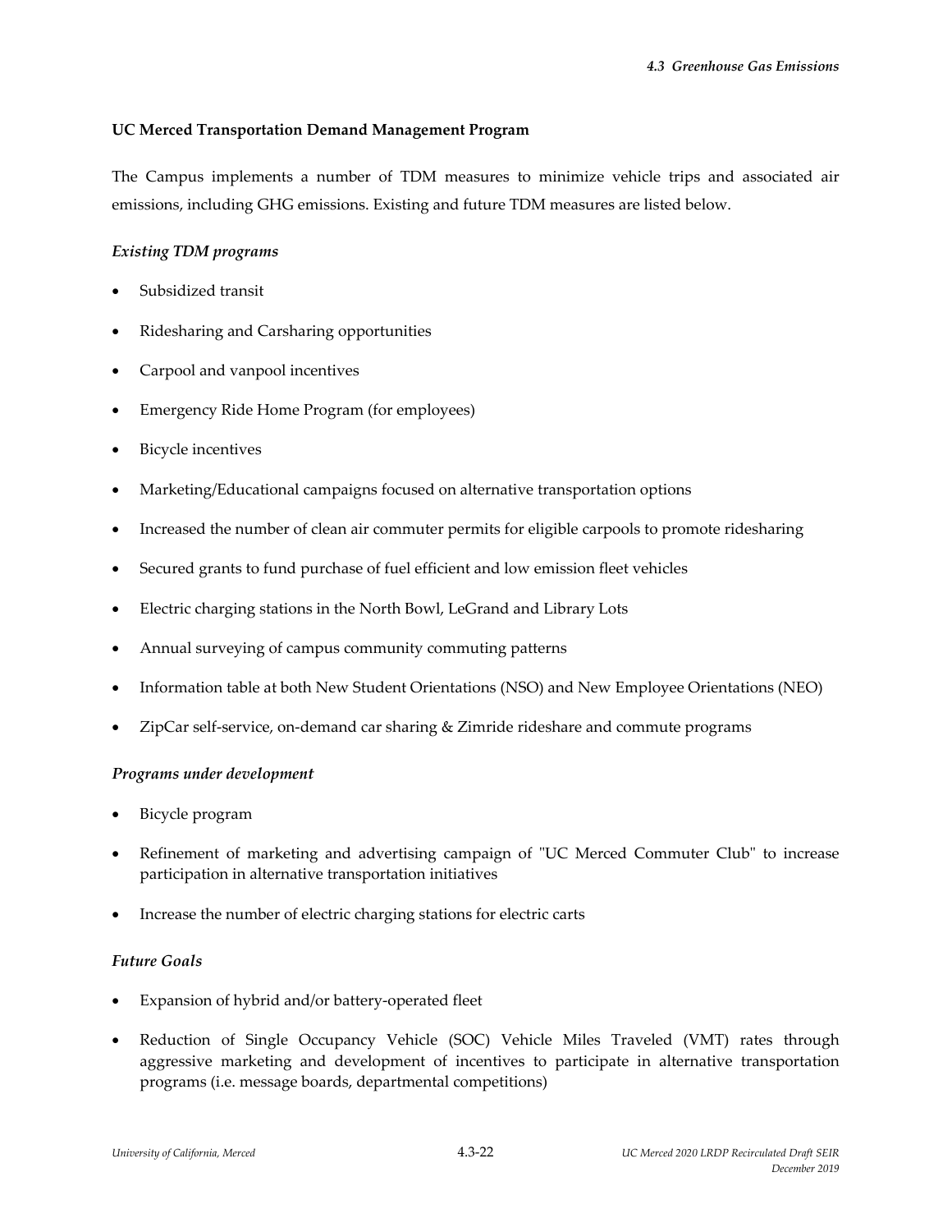**UC Merced Transportation Demand Management Program**

The Campus implements a number of TDM measures to minimize vehicle trips and associated air emissions, including GHG emissions. Existing and future TDM measures are listed below.

*Existing TDM programs*

- Subsidized transit
- Ridesharing and Carsharing opportunities
- Carpool and vanpool incentives
- Emergency Ride Home Program (for employees)
- Bicycle incentives
- Marketing/Educational campaigns focused on alternative transportation options
- Increased the number of clean air commuter permits for eligible carpools to promote ridesharing
- Secured grants to fund purchase of fuel efficient and low emission fleet vehicles
- Electric charging stations in the North Bowl, LeGrand and Library Lots
- Annual surveying of campus community commuting patterns
- Information table at both New Student Orientations (NSO) and New Employee Orientations (NEO)
- ZipCar self-service, on-demand car sharing & Zimride rideshare and commute programs

*Programs under development*

- Bicycle program
- Refinement of marketing and advertising campaign of "UC Merced Commuter Club" to increase participation in alternative transportation initiatives
- Increase the number of electric charging stations for electric carts

*Future Goals*

- Expansion of hybrid and/or battery-operated fleet
- Reduction of Single Occupancy Vehicle (SOC) Vehicle Miles Traveled (VMT) rates through aggressive marketing and development of incentives to participate in alternative transportation programs (i.e. message boards, departmental competitions)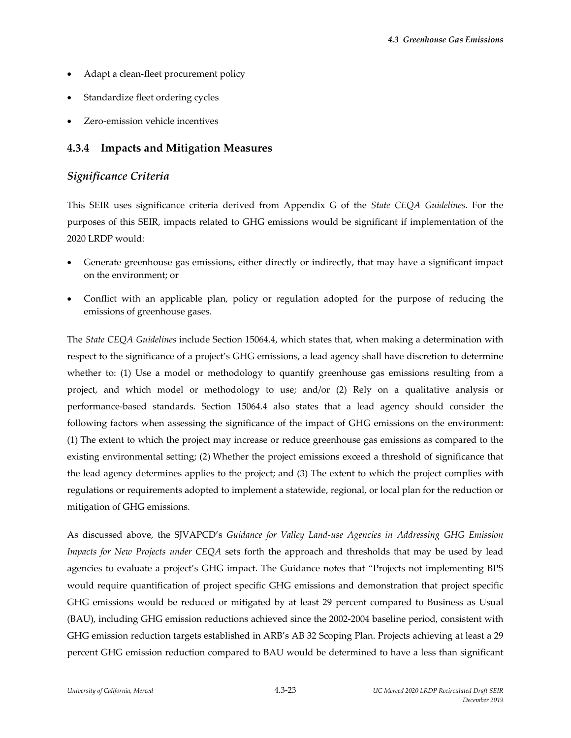- Adapt a clean-fleet procurement policy
- Standardize fleet ordering cycles
- Zero-emission vehicle incentives

### 4.3.4 Impacts and Mitigation Measures

## *Significance Criteria*

This SEIR uses significance criteria derived from Appendix G of the *State CEQA Guidelines*. For the purposes of this SEIR, impacts related to GHG emissions would be significant if implementation of the 2020 LRDP would:

- Generate greenhouse gas emissions, either directly or indirectly, that may have a significant impact on the environment; or
- Conflict with an applicable plan, policy or regulation adopted for the purpose of reducing the emissions of greenhouse gases.

The *State CEQA Guidelines* include Section 15064.4, which states that, when making a determination with respect to the significance of a project's GHG emissions, a lead agency shall have discretion to determine whether to: (1) Use a model or methodology to quantify greenhouse gas emissions resulting from a project, and which model or methodology to use; and/or (2) Rely on a qualitative analysis or performance-based standards. Section 15064.4 also states that a lead agency should consider the following factors when assessing the significance of the impact of GHG emissions on the environment: (1) The extent to which the project may increase or reduce greenhouse gas emissions as compared to the existing environmental setting; (2) Whether the project emissions exceed a threshold of significance that the lead agency determines applies to the project; and (3) The extent to which the project complies with regulations or requirements adopted to implement a statewide, regional, or local plan for the reduction or mitigation of GHG emissions.

As discussed above, the SJVAPCD's *Guidance for Valley Land-use Agencies in Addressing GHG Emission Impacts for New Projects under CEQA* sets forth the approach and thresholds that may be used by lead agencies to evaluate a project's GHG impact. The Guidance notes that "Projects not implementing BPS would require quantification of project specific GHG emissions and demonstration that project specific GHG emissions would be reduced or mitigated by at least 29 percent compared to Business as Usual (BAU), including GHG emission reductions achieved since the 2002-2004 baseline period, consistent with GHG emission reduction targets established in ARB's AB 32 Scoping Plan. Projects achieving at least a 29 percent GHG emission reduction compared to BAU would be determined to have a less than significant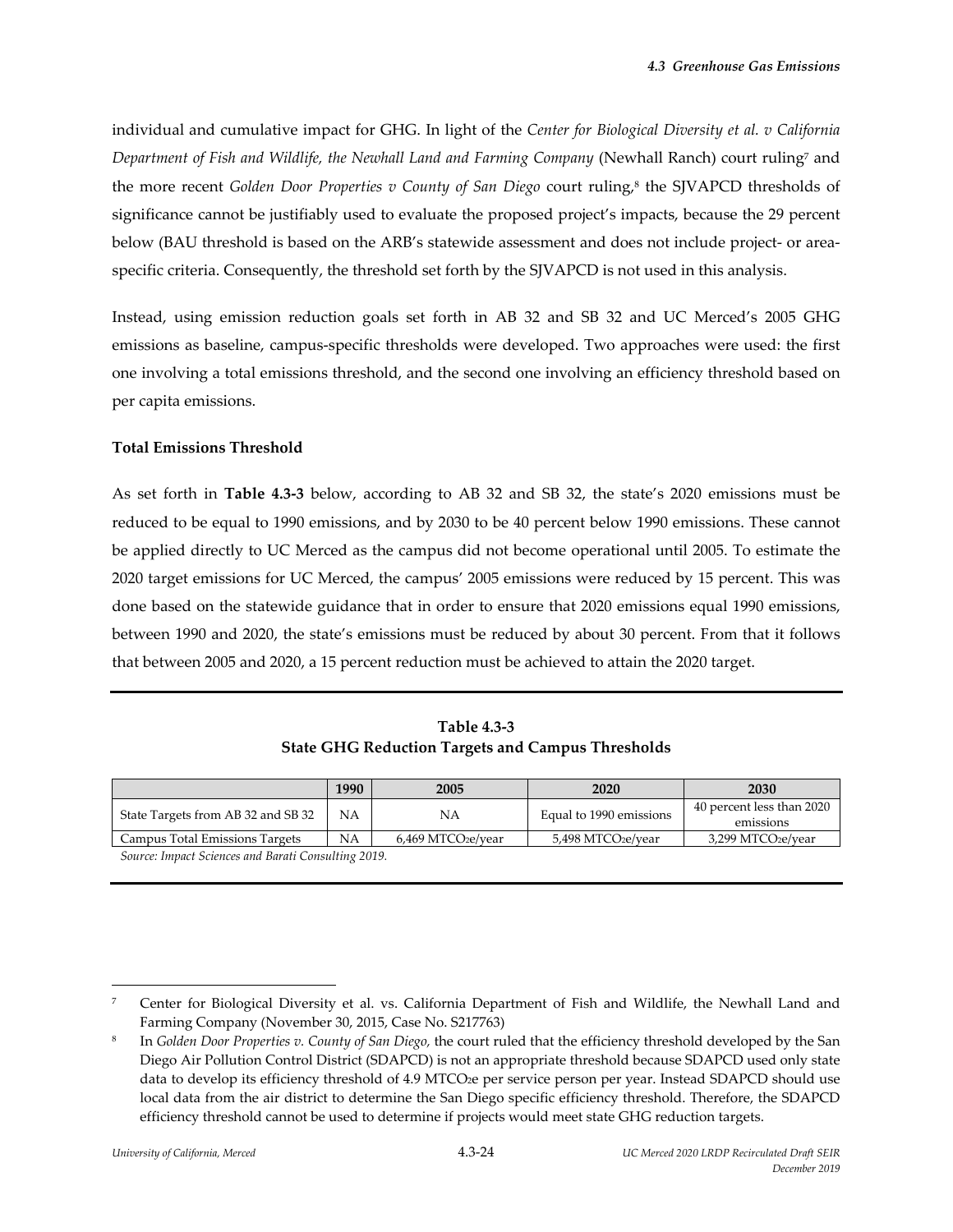individual and cumulative impact for GHG. In light of the *Center for Biological Diversity et al. v California Department of Fish and Wildlife, the Newhall Land and Farming Company* (Newhall Ranch) court ruling[7] and the more recent *Golden Door Properties v County of San Diego* court ruling,[8] the SJVAPCD thresholds of significance cannot be justifiably used to evaluate the proposed project's impacts, because the 29 percent below (BAU threshold is based on the ARB's statewide assessment and does not include project- or area-specific criteria. Consequently, the threshold set forth by the SJVAPCD is not used in this analysis.

Instead, using emission reduction goals set forth in AB 32 and SB 32 and UC Merced's 2005 GHG emissions as baseline, campus-specific thresholds were developed. Two approaches were used: the first one involving a total emissions threshold, and the second one involving an efficiency threshold based on per capita emissions.

**Total Emissions Threshold**

As set forth in **Table 4.3-3** below, according to AB 32 and SB 32, the state's 2020 emissions must be reduced to be equal to 1990 emissions, and by 2030 to be 40 percent below 1990 emissions. These cannot be applied directly to UC Merced as the campus did not become operational until 2005. To estimate the 2020 target emissions for UC Merced, the campus' 2005 emissions were reduced by 15 percent. This was done based on the statewide guidance that in order to ensure that 2020 emissions equal 1990 emissions, between 1990 and 2020, the state's emissions must be reduced by about 30 percent. From that it follows that between 2005 and 2020, a 15 percent reduction must be achieved to attain the 2020 target.

**Table 4.3-3**
**State GHG Reduction Targets and Campus Thresholds**

| | 1990 | 2005 | 2020 | 2030 |
|---|---|---|---|---|
| State Targets from AB 32 and SB 32 | NA | NA | Equal to 1990 emissions | 40 percent less than 2020 emissions |
| Campus Total Emissions Targets | NA | 6,469 $MTCO_2e$/year | 5,498 $MTCO_2e$/year | 3,299 $MTCO_2e$/year |

*Source: Impact Sciences and Barati Consulting 2019.*

---

[7] Center for Biological Diversity et al. vs. California Department of Fish and Wildlife, the Newhall Land and Farming Company (November 30, 2015, Case No. S217763)

[8] In *Golden Door Properties v. County of San Diego,* the court ruled that the efficiency threshold developed by the San Diego Air Pollution Control District (SDAPCD) is not an appropriate threshold because SDAPCD used only state data to develop its efficiency threshold of 4.9 $MTCO_2e$ per service person per year. Instead SDAPCD should use local data from the air district to determine the San Diego specific efficiency threshold. Therefore, the SDAPCD efficiency threshold cannot be used to determine if projects would meet state GHG reduction targets.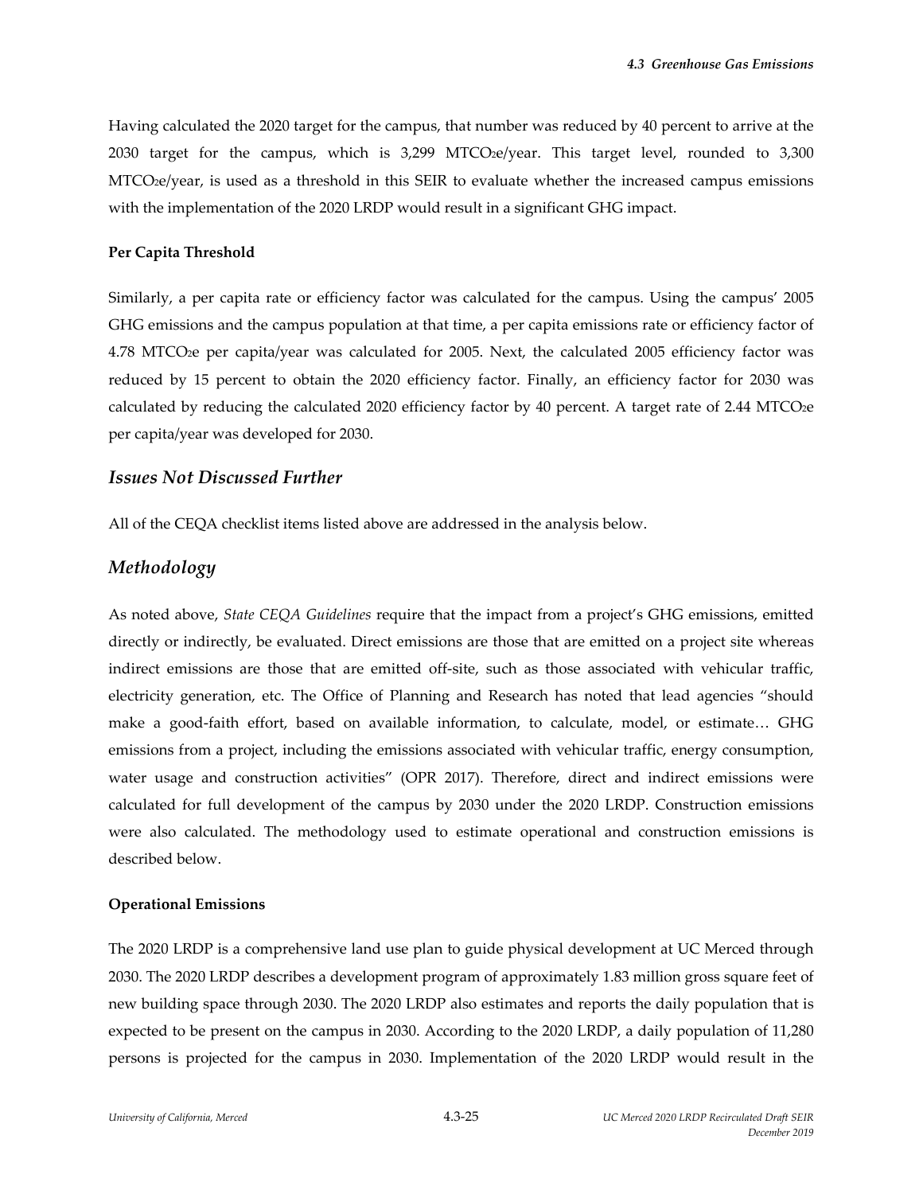Having calculated the 2020 target for the campus, that number was reduced by 40 percent to arrive at the 2030 target for the campus, which is 3,299 $MTCO_2e$/year. This target level, rounded to 3,300 $MTCO_2e$/year, is used as a threshold in this SEIR to evaluate whether the increased campus emissions with the implementation of the 2020 LRDP would result in a significant GHG impact.

**Per Capita Threshold**

Similarly, a per capita rate or efficiency factor was calculated for the campus. Using the campus' 2005 GHG emissions and the campus population at that time, a per capita emissions rate or efficiency factor of 4.78 $MTCO_2e$ per capita/year was calculated for 2005. Next, the calculated 2005 efficiency factor was reduced by 15 percent to obtain the 2020 efficiency factor. Finally, an efficiency factor for 2030 was calculated by reducing the calculated 2020 efficiency factor by 40 percent. A target rate of 2.44 $MTCO_2e$ per capita/year was developed for 2030.

## *Issues Not Discussed Further*

All of the CEQA checklist items listed above are addressed in the analysis below.

## *Methodology*

As noted above, *State CEQA Guidelines* require that the impact from a project's GHG emissions, emitted directly or indirectly, be evaluated. Direct emissions are those that are emitted on a project site whereas indirect emissions are those that are emitted off-site, such as those associated with vehicular traffic, electricity generation, etc. The Office of Planning and Research has noted that lead agencies "should make a good-faith effort, based on available information, to calculate, model, or estimate… GHG emissions from a project, including the emissions associated with vehicular traffic, energy consumption, water usage and construction activities" (OPR 2017). Therefore, direct and indirect emissions were calculated for full development of the campus by 2030 under the 2020 LRDP. Construction emissions were also calculated. The methodology used to estimate operational and construction emissions is described below.

**Operational Emissions**

The 2020 LRDP is a comprehensive land use plan to guide physical development at UC Merced through 2030. The 2020 LRDP describes a development program of approximately 1.83 million gross square feet of new building space through 2030. The 2020 LRDP also estimates and reports the daily population that is expected to be present on the campus in 2030. According to the 2020 LRDP, a daily population of 11,280 persons is projected for the campus in 2030. Implementation of the 2020 LRDP would result in the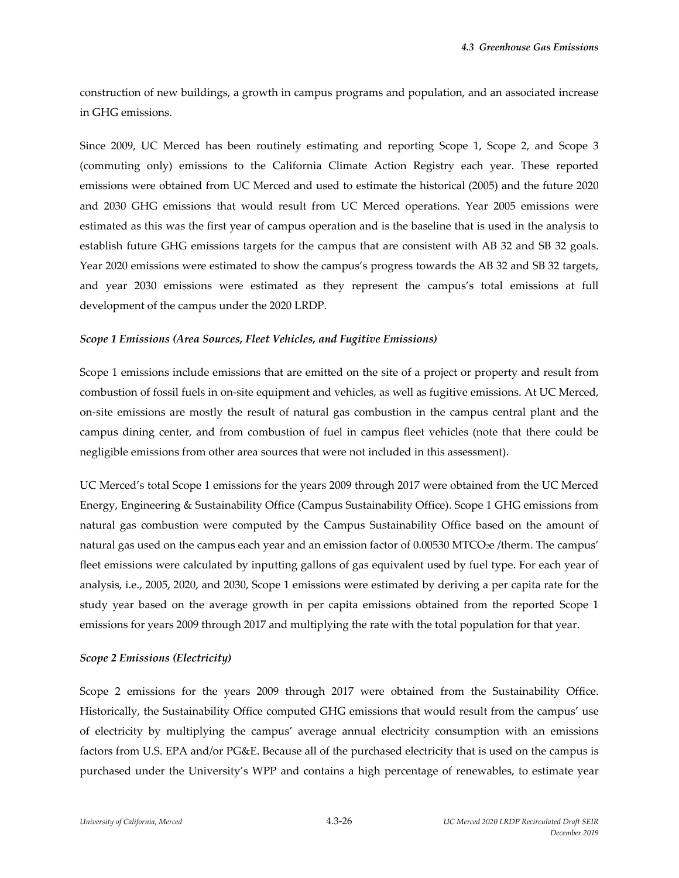construction of new buildings, a growth in campus programs and population, and an associated increase in GHG emissions.

Since 2009, UC Merced has been routinely estimating and reporting Scope 1, Scope 2, and Scope 3 (commuting only) emissions to the California Climate Action Registry each year. These reported emissions were obtained from UC Merced and used to estimate the historical (2005) and the future 2020 and 2030 GHG emissions that would result from UC Merced operations. Year 2005 emissions were estimated as this was the first year of campus operation and is the baseline that is used in the analysis to establish future GHG emissions targets for the campus that are consistent with AB 32 and SB 32 goals. Year 2020 emissions were estimated to show the campus's progress towards the AB 32 and SB 32 targets, and year 2030 emissions were estimated as they represent the campus's total emissions at full development of the campus under the 2020 LRDP.

***Scope 1 Emissions (Area Sources, Fleet Vehicles, and Fugitive Emissions)***

Scope 1 emissions include emissions that are emitted on the site of a project or property and result from combustion of fossil fuels in on-site equipment and vehicles, as well as fugitive emissions. At UC Merced, on-site emissions are mostly the result of natural gas combustion in the campus central plant and the campus dining center, and from combustion of fuel in campus fleet vehicles (note that there could be negligible emissions from other area sources that were not included in this assessment).

UC Merced's total Scope 1 emissions for the years 2009 through 2017 were obtained from the UC Merced Energy, Engineering & Sustainability Office (Campus Sustainability Office). Scope 1 GHG emissions from natural gas combustion were computed by the Campus Sustainability Office based on the amount of natural gas used on the campus each year and an emission factor of 0.00530 $MTCO_2e$ /therm. The campus' fleet emissions were calculated by inputting gallons of gas equivalent used by fuel type. For each year of analysis, i.e., 2005, 2020, and 2030, Scope 1 emissions were estimated by deriving a per capita rate for the study year based on the average growth in per capita emissions obtained from the reported Scope 1 emissions for years 2009 through 2017 and multiplying the rate with the total population for that year.

***Scope 2 Emissions (Electricity)***

Scope 2 emissions for the years 2009 through 2017 were obtained from the Sustainability Office. Historically, the Sustainability Office computed GHG emissions that would result from the campus' use of electricity by multiplying the campus' average annual electricity consumption with an emissions factors from U.S. EPA and/or PG&E. Because all of the purchased electricity that is used on the campus is purchased under the University's WPP and contains a high percentage of renewables, to estimate year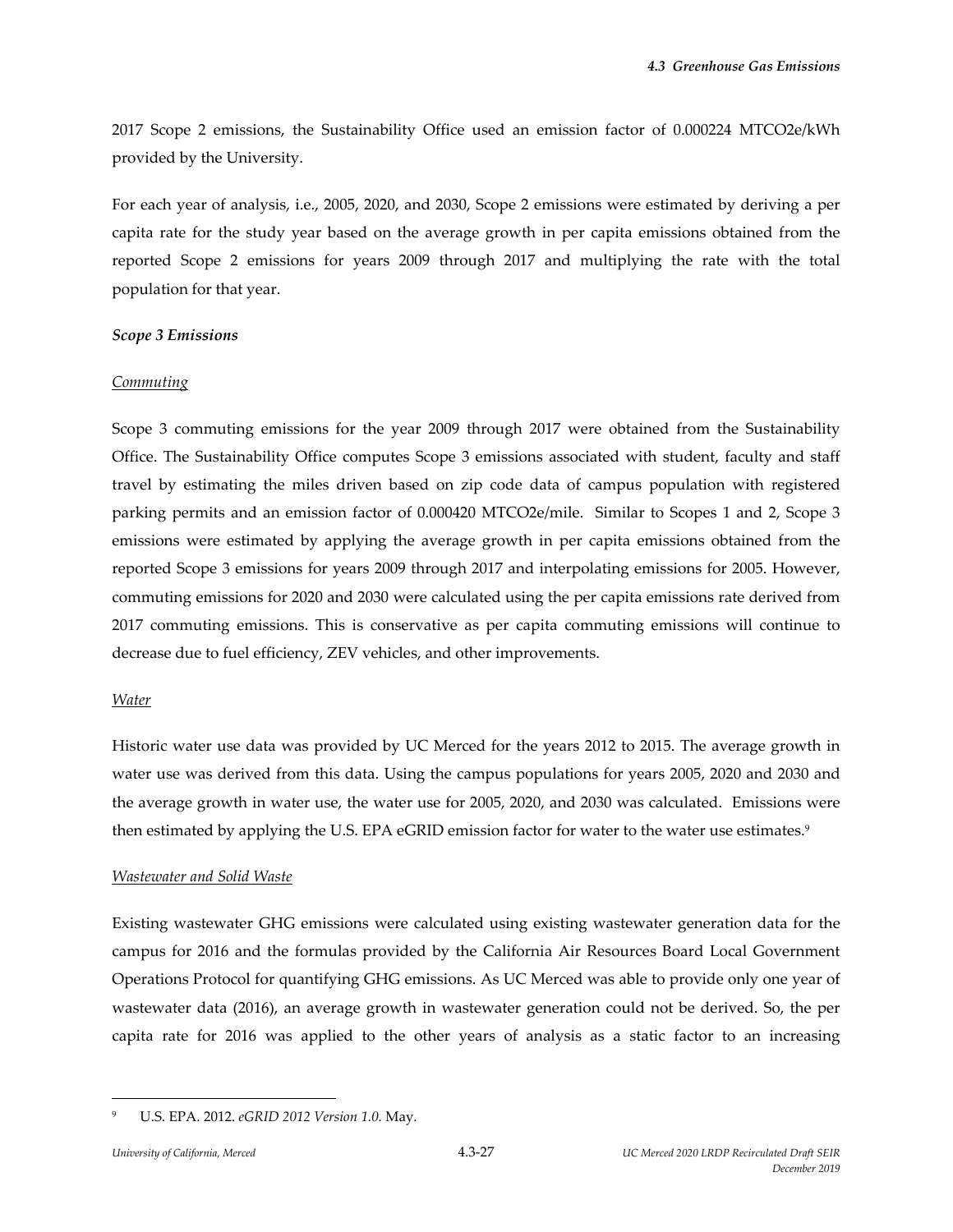2017 Scope 2 emissions, the Sustainability Office used an emission factor of 0.000224 MTCO2e/kWh provided by the University.

For each year of analysis, i.e., 2005, 2020, and 2030, Scope 2 emissions were estimated by deriving a per capita rate for the study year based on the average growth in per capita emissions obtained from the reported Scope 2 emissions for years 2009 through 2017 and multiplying the rate with the total population for that year.

***Scope 3 Emissions***

<u>Commuting</u>

Scope 3 commuting emissions for the year 2009 through 2017 were obtained from the Sustainability Office. The Sustainability Office computes Scope 3 emissions associated with student, faculty and staff travel by estimating the miles driven based on zip code data of campus population with registered parking permits and an emission factor of 0.000420 MTCO2e/mile. Similar to Scopes 1 and 2, Scope 3 emissions were estimated by applying the average growth in per capita emissions obtained from the reported Scope 3 emissions for years 2009 through 2017 and interpolating emissions for 2005. However, commuting emissions for 2020 and 2030 were calculated using the per capita emissions rate derived from 2017 commuting emissions. This is conservative as per capita commuting emissions will continue to decrease due to fuel efficiency, ZEV vehicles, and other improvements.

<u>Water</u>

Historic water use data was provided by UC Merced for the years 2012 to 2015. The average growth in water use was derived from this data. Using the campus populations for years 2005, 2020 and 2030 and the average growth in water use, the water use for 2005, 2020, and 2030 was calculated. Emissions were then estimated by applying the U.S. EPA eGRID emission factor for water to the water use estimates.[9]

<u>Wastewater and Solid Waste</u>

Existing wastewater GHG emissions were calculated using existing wastewater generation data for the campus for 2016 and the formulas provided by the California Air Resources Board Local Government Operations Protocol for quantifying GHG emissions. As UC Merced was able to provide only one year of wastewater data (2016), an average growth in wastewater generation could not be derived. So, the per capita rate for 2016 was applied to the other years of analysis as a static factor to an increasing

---

[9] U.S. EPA. 2012. *eGRID 2012 Version 1.0.* May.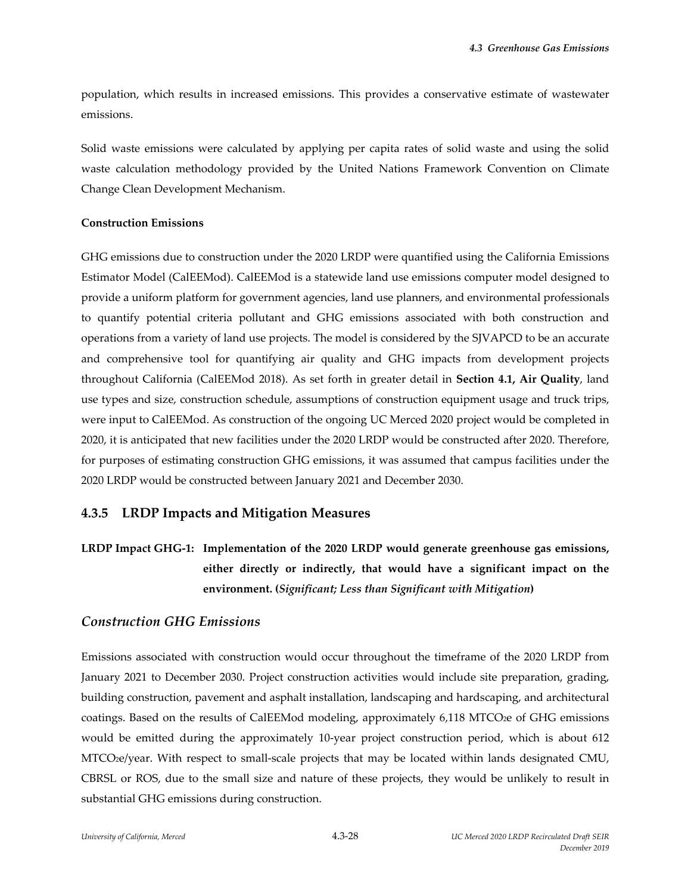population, which results in increased emissions. This provides a conservative estimate of wastewater emissions.

Solid waste emissions were calculated by applying per capita rates of solid waste and using the solid waste calculation methodology provided by the United Nations Framework Convention on Climate Change Clean Development Mechanism.

**Construction Emissions**

GHG emissions due to construction under the 2020 LRDP were quantified using the California Emissions Estimator Model (CalEEMod). CalEEMod is a statewide land use emissions computer model designed to provide a uniform platform for government agencies, land use planners, and environmental professionals to quantify potential criteria pollutant and GHG emissions associated with both construction and operations from a variety of land use projects. The model is considered by the SJVAPCD to be an accurate and comprehensive tool for quantifying air quality and GHG impacts from development projects throughout California (CalEEMod 2018). As set forth in greater detail in **Section 4.1, Air Quality**, land use types and size, construction schedule, assumptions of construction equipment usage and truck trips, were input to CalEEMod. As construction of the ongoing UC Merced 2020 project would be completed in 2020, it is anticipated that new facilities under the 2020 LRDP would be constructed after 2020. Therefore, for purposes of estimating construction GHG emissions, it was assumed that campus facilities under the 2020 LRDP would be constructed between January 2021 and December 2030.

## 4.3.5 LRDP Impacts and Mitigation Measures

**LRDP Impact GHG-1: Implementation of the 2020 LRDP would generate greenhouse gas emissions, either directly or indirectly, that would have a significant impact on the environment. (*Significant; Less than Significant with Mitigation*)**

### *Construction GHG Emissions*

Emissions associated with construction would occur throughout the timeframe of the 2020 LRDP from January 2021 to December 2030. Project construction activities would include site preparation, grading, building construction, pavement and asphalt installation, landscaping and hardscaping, and architectural coatings. Based on the results of CalEEMod modeling, approximately 6,118 $MTCO_2e$ of GHG emissions would be emitted during the approximately 10-year project construction period, which is about 612 $MTCO_2e$/year. With respect to small-scale projects that may be located within lands designated CMU, CBRSL or ROS, due to the small size and nature of these projects, they would be unlikely to result in substantial GHG emissions during construction.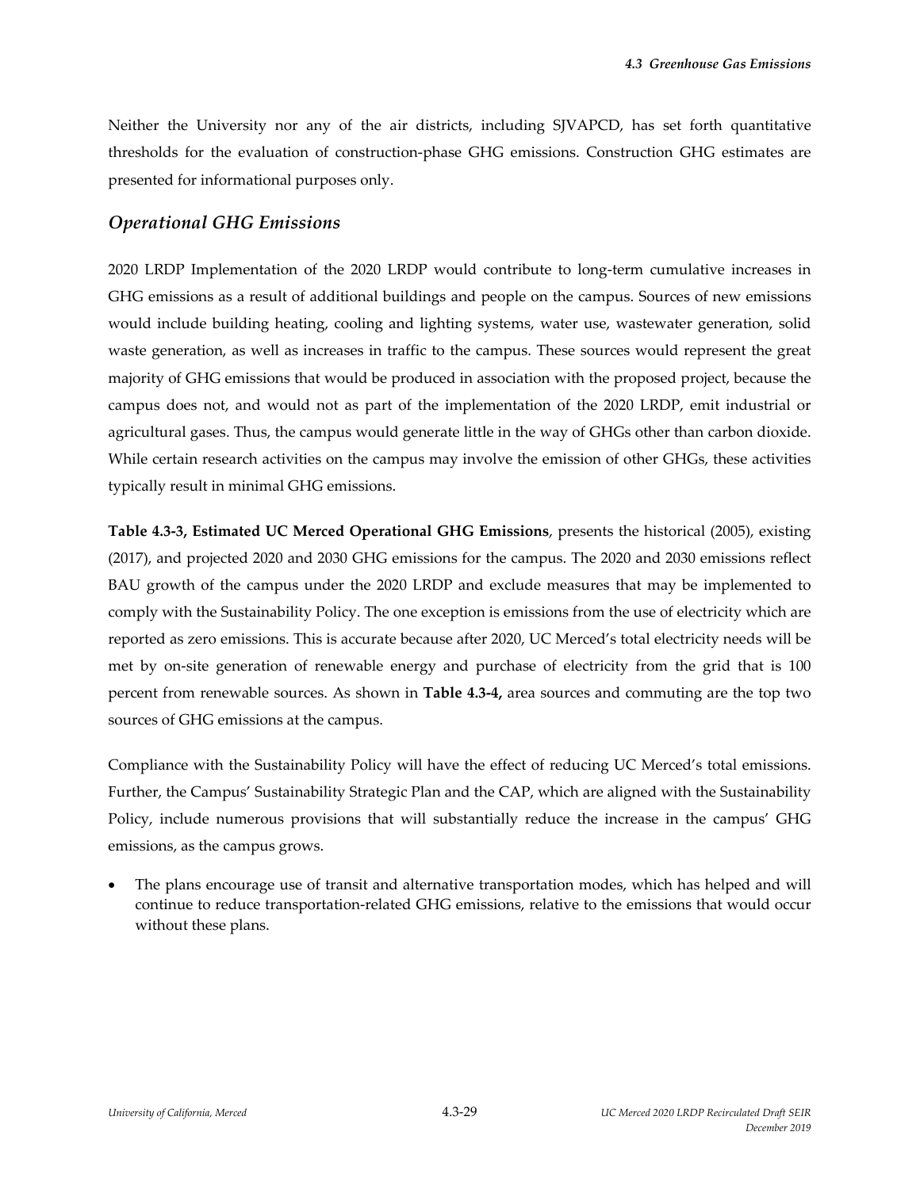Neither the University nor any of the air districts, including SJVAPCD, has set forth quantitative thresholds for the evaluation of construction-phase GHG emissions. Construction GHG estimates are presented for informational purposes only.

### *Operational GHG Emissions*

2020 LRDP Implementation of the 2020 LRDP would contribute to long-term cumulative increases in GHG emissions as a result of additional buildings and people on the campus. Sources of new emissions would include building heating, cooling and lighting systems, water use, wastewater generation, solid waste generation, as well as increases in traffic to the campus. These sources would represent the great majority of GHG emissions that would be produced in association with the proposed project, because the campus does not, and would not as part of the implementation of the 2020 LRDP, emit industrial or agricultural gases. Thus, the campus would generate little in the way of GHGs other than carbon dioxide. While certain research activities on the campus may involve the emission of other GHGs, these activities typically result in minimal GHG emissions.

**Table 4.3-3, Estimated UC Merced Operational GHG Emissions**, presents the historical (2005), existing (2017), and projected 2020 and 2030 GHG emissions for the campus. The 2020 and 2030 emissions reflect BAU growth of the campus under the 2020 LRDP and exclude measures that may be implemented to comply with the Sustainability Policy. The one exception is emissions from the use of electricity which are reported as zero emissions. This is accurate because after 2020, UC Merced's total electricity needs will be met by on-site generation of renewable energy and purchase of electricity from the grid that is 100 percent from renewable sources. As shown in **Table 4.3-4,** area sources and commuting are the top two sources of GHG emissions at the campus.

Compliance with the Sustainability Policy will have the effect of reducing UC Merced's total emissions. Further, the Campus' Sustainability Strategic Plan and the CAP, which are aligned with the Sustainability Policy, include numerous provisions that will substantially reduce the increase in the campus' GHG emissions, as the campus grows.

- The plans encourage use of transit and alternative transportation modes, which has helped and will continue to reduce transportation-related GHG emissions, relative to the emissions that would occur without these plans.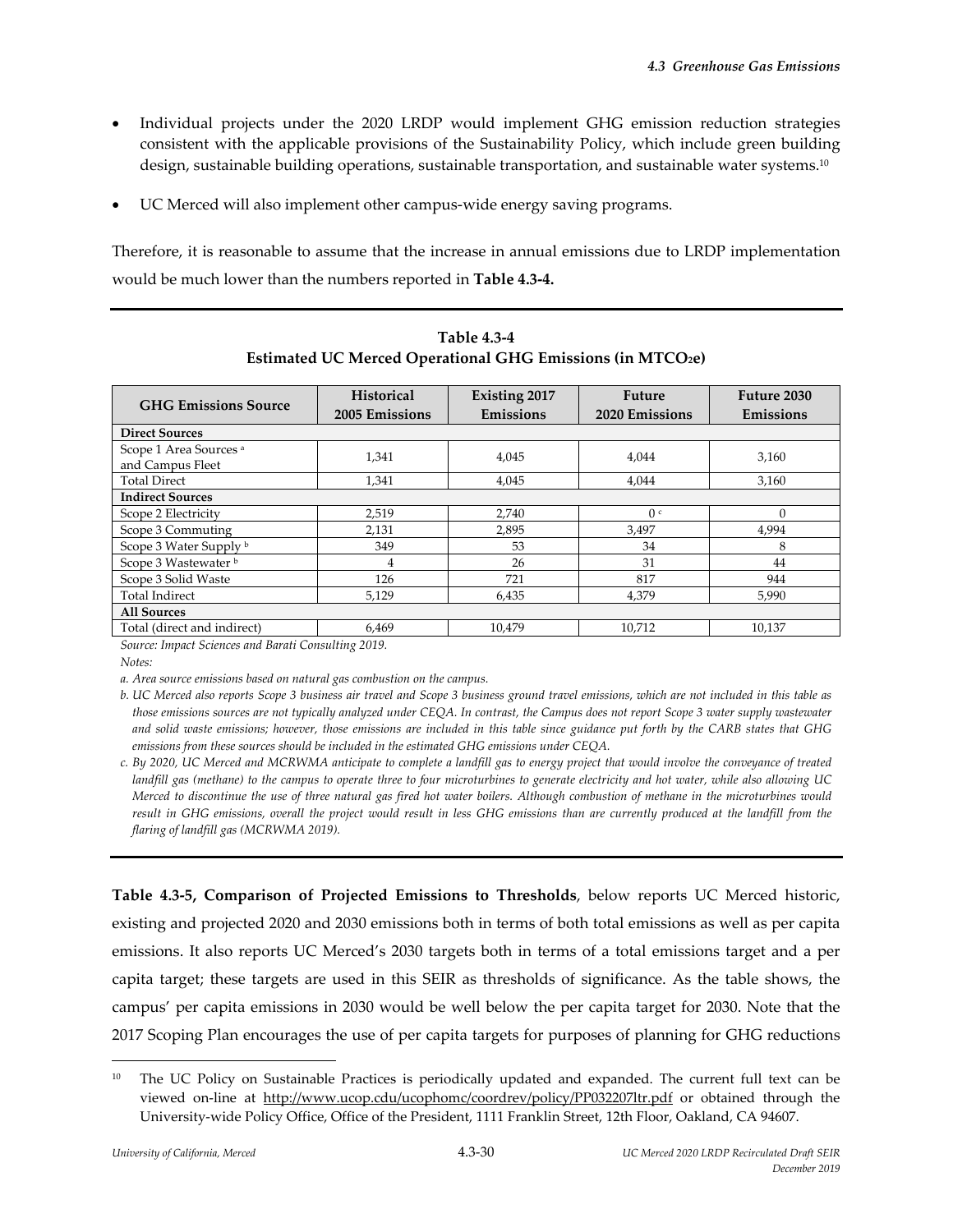- Individual projects under the 2020 LRDP would implement GHG emission reduction strategies consistent with the applicable provisions of the Sustainability Policy, which include green building design, sustainable building operations, sustainable transportation, and sustainable water systems.[10]
- UC Merced will also implement other campus-wide energy saving programs.

Therefore, it is reasonable to assume that the increase in annual emissions due to LRDP implementation would be much lower than the numbers reported in **Table 4.3-4.**

**Table 4.3-4**
**Estimated UC Merced Operational GHG Emissions (in MTCO$_2$e)**

| GHG Emissions Source | Historical 2005 Emissions | Existing 2017 Emissions | Future 2020 Emissions | Future 2030 Emissions |
|---|---|---|---|---|
| **Direct Sources** | | | | |
| Scope 1 Area Sources [a] and Campus Fleet | 1,341 | 4,045 | 4,044 | 3,160 |
| Total Direct | 1,341 | 4,045 | 4,044 | 3,160 |
| **Indirect Sources** | | | | |
| Scope 2 Electricity | 2,519 | 2,740 | 0 [c] | 0 |
| Scope 3 Commuting | 2,131 | 2,895 | 3,497 | 4,994 |
| Scope 3 Water Supply [b] | 349 | 53 | 34 | 8 |
| Scope 3 Wastewater [b] | 4 | 26 | 31 | 44 |
| Scope 3 Solid Waste | 126 | 721 | 817 | 944 |
| Total Indirect | 5,129 | 6,435 | 4,379 | 5,990 |
| **All Sources** | | | | |
| Total (direct and indirect) | 6,469 | 10,479 | 10,712 | 10,137 |

*Source: Impact Sciences and Barati Consulting 2019.*

*Notes:*

*a. Area source emissions based on natural gas combustion on the campus.*

*b. UC Merced also reports Scope 3 business air travel and Scope 3 business ground travel emissions, which are not included in this table as those emissions sources are not typically analyzed under CEQA. In contrast, the Campus does not report Scope 3 water supply wastewater and solid waste emissions; however, those emissions are included in this table since guidance put forth by the CARB states that GHG emissions from these sources should be included in the estimated GHG emissions under CEQA.*

*c. By 2020, UC Merced and MCRWMA anticipate to complete a landfill gas to energy project that would involve the conveyance of treated landfill gas (methane) to the campus to operate three to four microturbines to generate electricity and hot water, while also allowing UC Merced to discontinue the use of three natural gas fired hot water boilers. Although combustion of methane in the microturbines would result in GHG emissions, overall the project would result in less GHG emissions than are currently produced at the landfill from the flaring of landfill gas (MCRWMA 2019).*

**Table 4.3-5, Comparison of Projected Emissions to Thresholds**, below reports UC Merced historic, existing and projected 2020 and 2030 emissions both in terms of both total emissions as well as per capita emissions. It also reports UC Merced's 2030 targets both in terms of a total emissions target and a per capita target; these targets are used in this SEIR as thresholds of significance. As the table shows, the campus' per capita emissions in 2030 would be well below the per capita target for 2030. Note that the 2017 Scoping Plan encourages the use of per capita targets for purposes of planning for GHG reductions

---

[10] The UC Policy on Sustainable Practices is periodically updated and expanded. The current full text can be viewed on-line at http://www.ucop.cdu/ucophomc/coordrev/policy/PP032207ltr.pdf or obtained through the University-wide Policy Office, Office of the President, 1111 Franklin Street, 12th Floor, Oakland, CA 94607.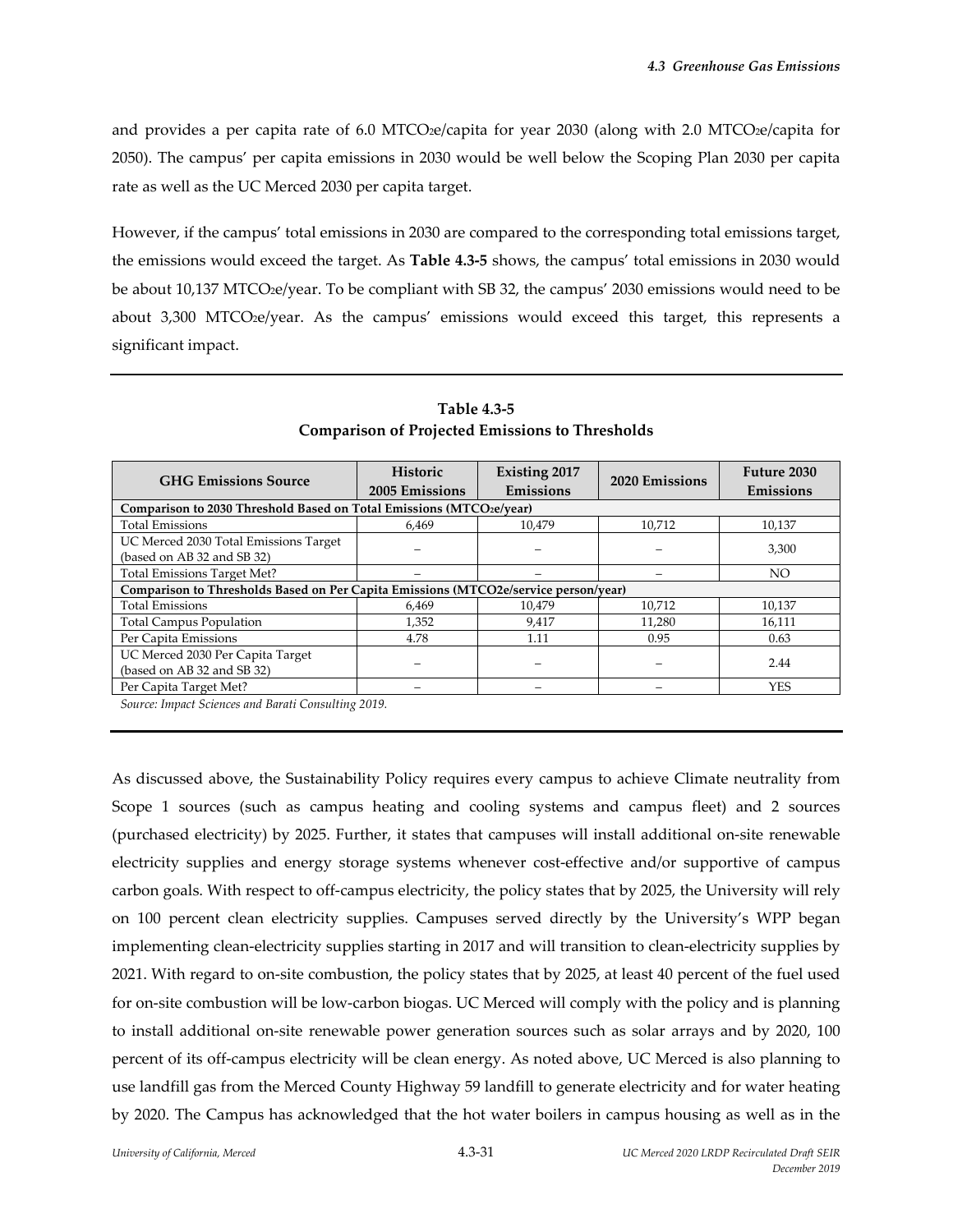and provides a per capita rate of 6.0 $MTCO_2e$/capita for year 2030 (along with 2.0 $MTCO_2e$/capita for 2050). The campus' per capita emissions in 2030 would be well below the Scoping Plan 2030 per capita rate as well as the UC Merced 2030 per capita target.

However, if the campus' total emissions in 2030 are compared to the corresponding total emissions target, the emissions would exceed the target. As **Table 4.3-5** shows, the campus' total emissions in 2030 would be about 10,137 $MTCO_2e$/year. To be compliant with SB 32, the campus' 2030 emissions would need to be about 3,300 $MTCO_2e$/year. As the campus' emissions would exceed this target, this represents a significant impact.

**Table 4.3-5**
**Comparison of Projected Emissions to Thresholds**

| GHG Emissions Source | Historic 2005 Emissions | Existing 2017 Emissions | 2020 Emissions | Future 2030 Emissions |
|---|---|---|---|---|
| **Comparison to 2030 Threshold Based on Total Emissions ($MTCO_2e$/year)** | | | | |
| Total Emissions | 6,469 | 10,479 | 10,712 | 10,137 |
| UC Merced 2030 Total Emissions Target (based on AB 32 and SB 32) | – | – | – | 3,300 |
| Total Emissions Target Met? | – | – | – | NO |
| **Comparison to Thresholds Based on Per Capita Emissions (MTCO2e/service person/year)** | | | | |
| Total Emissions | 6,469 | 10,479 | 10,712 | 10,137 |
| Total Campus Population | 1,352 | 9,417 | 11,280 | 16,111 |
| Per Capita Emissions | 4.78 | 1.11 | 0.95 | 0.63 |
| UC Merced 2030 Per Capita Target (based on AB 32 and SB 32) | – | – | – | 2.44 |
| Per Capita Target Met? | – | – | – | YES |

*Source: Impact Sciences and Barati Consulting 2019.*

As discussed above, the Sustainability Policy requires every campus to achieve Climate neutrality from Scope 1 sources (such as campus heating and cooling systems and campus fleet) and 2 sources (purchased electricity) by 2025. Further, it states that campuses will install additional on-site renewable electricity supplies and energy storage systems whenever cost-effective and/or supportive of campus carbon goals. With respect to off-campus electricity, the policy states that by 2025, the University will rely on 100 percent clean electricity supplies. Campuses served directly by the University's WPP began implementing clean-electricity supplies starting in 2017 and will transition to clean-electricity supplies by 2021. With regard to on-site combustion, the policy states that by 2025, at least 40 percent of the fuel used for on-site combustion will be low-carbon biogas. UC Merced will comply with the policy and is planning to install additional on-site renewable power generation sources such as solar arrays and by 2020, 100 percent of its off-campus electricity will be clean energy. As noted above, UC Merced is also planning to use landfill gas from the Merced County Highway 59 landfill to generate electricity and for water heating by 2020. The Campus has acknowledged that the hot water boilers in campus housing as well as in the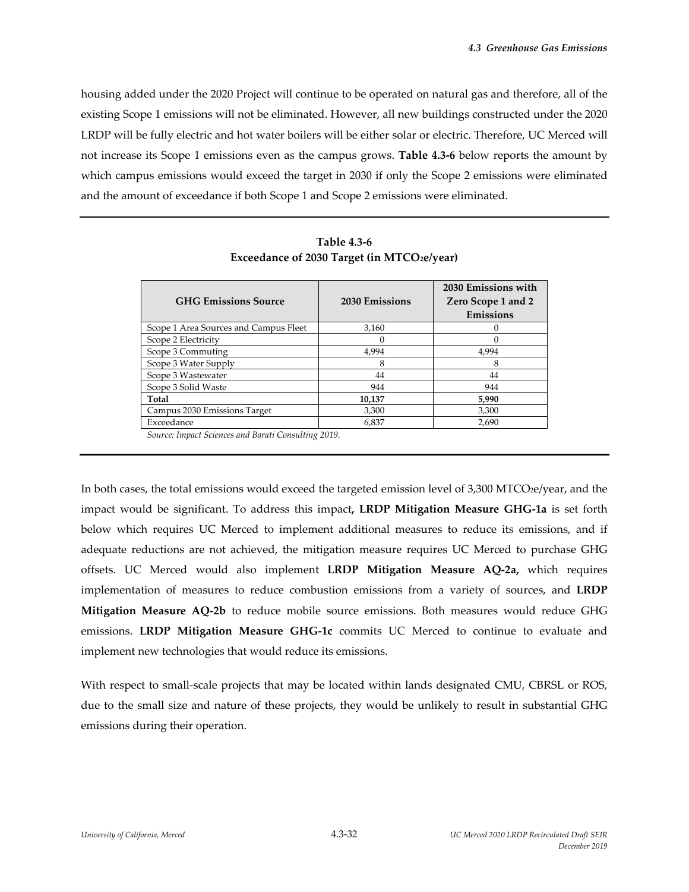housing added under the 2020 Project will continue to be operated on natural gas and therefore, all of the existing Scope 1 emissions will not be eliminated. However, all new buildings constructed under the 2020 LRDP will be fully electric and hot water boilers will be either solar or electric. Therefore, UC Merced will not increase its Scope 1 emissions even as the campus grows. **Table 4.3-6** below reports the amount by which campus emissions would exceed the target in 2030 if only the Scope 2 emissions were eliminated and the amount of exceedance if both Scope 1 and Scope 2 emissions were eliminated.

**Table 4.3-6**
**Exceedance of 2030 Target (in $MTCO_2e$/year)**

| GHG Emissions Source | 2030 Emissions | 2030 Emissions with Zero Scope 1 and 2 Emissions |
|---|---|---|
| Scope 1 Area Sources and Campus Fleet | 3,160 | 0 |
| Scope 2 Electricity | 0 | 0 |
| Scope 3 Commuting | 4,994 | 4,994 |
| Scope 3 Water Supply | 8 | 8 |
| Scope 3 Wastewater | 44 | 44 |
| Scope 3 Solid Waste | 944 | 944 |
| **Total** | **10,137** | **5,990** |
| Campus 2030 Emissions Target | 3,300 | 3,300 |
| Exceedance | 6,837 | 2,690 |

*Source: Impact Sciences and Barati Consulting 2019.*

In both cases, the total emissions would exceed the targeted emission level of 3,300 $MTCO_2e$/year, and the impact would be significant. To address this impact**, LRDP Mitigation Measure GHG-1a** is set forth below which requires UC Merced to implement additional measures to reduce its emissions, and if adequate reductions are not achieved, the mitigation measure requires UC Merced to purchase GHG offsets. UC Merced would also implement **LRDP Mitigation Measure AQ-2a,** which requires implementation of measures to reduce combustion emissions from a variety of sources, and **LRDP Mitigation Measure AQ-2b** to reduce mobile source emissions. Both measures would reduce GHG emissions. **LRDP Mitigation Measure GHG-1c** commits UC Merced to continue to evaluate and implement new technologies that would reduce its emissions.

With respect to small-scale projects that may be located within lands designated CMU, CBRSL or ROS, due to the small size and nature of these projects, they would be unlikely to result in substantial GHG emissions during their operation.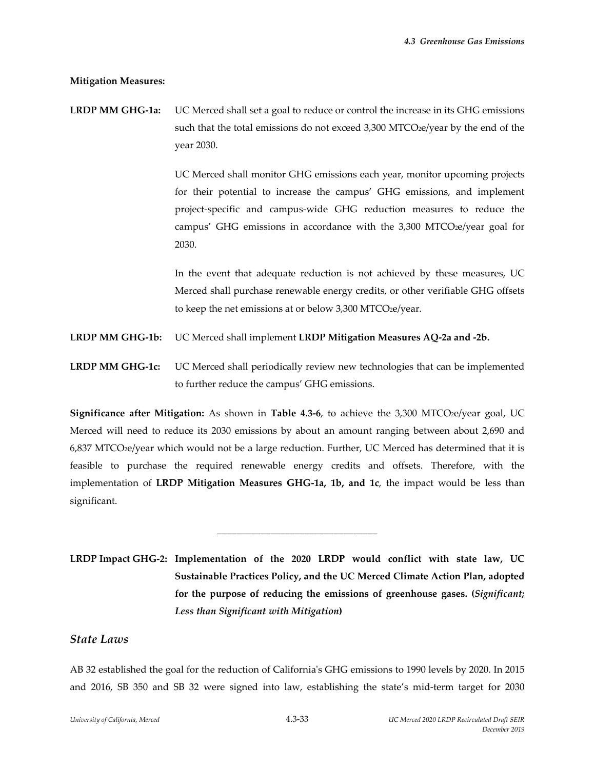**Mitigation Measures:**

**LRDP MM GHG-1a:** UC Merced shall set a goal to reduce or control the increase in its GHG emissions such that the total emissions do not exceed 3,300 $MTCO_2e$/year by the end of the year 2030.

UC Merced shall monitor GHG emissions each year, monitor upcoming projects for their potential to increase the campus' GHG emissions, and implement project-specific and campus-wide GHG reduction measures to reduce the campus' GHG emissions in accordance with the 3,300 $MTCO_2e$/year goal for 2030.

In the event that adequate reduction is not achieved by these measures, UC Merced shall purchase renewable energy credits, or other verifiable GHG offsets to keep the net emissions at or below 3,300 $MTCO_2e$/year.

**LRDP MM GHG-1b:** UC Merced shall implement **LRDP Mitigation Measures AQ-2a and -2b.**

**LRDP MM GHG-1c:** UC Merced shall periodically review new technologies that can be implemented to further reduce the campus' GHG emissions.

**Significance after Mitigation:** As shown in **Table 4.3-6**, to achieve the 3,300 $MTCO_2e$/year goal, UC Merced will need to reduce its 2030 emissions by about an amount ranging between about 2,690 and 6,837 $MTCO_2e$/year which would not be a large reduction. Further, UC Merced has determined that it is feasible to purchase the required renewable energy credits and offsets. Therefore, with the implementation of **LRDP Mitigation Measures GHG-1a, 1b, and 1c**, the impact would be less than significant.

---

**LRDP Impact GHG-2: Implementation of the 2020 LRDP would conflict with state law, UC Sustainable Practices Policy, and the UC Merced Climate Action Plan, adopted for the purpose of reducing the emissions of greenhouse gases. (*Significant; Less than Significant with Mitigation*)**

## *State Laws*

AB 32 established the goal for the reduction of California's GHG emissions to 1990 levels by 2020. In 2015 and 2016, SB 350 and SB 32 were signed into law, establishing the state's mid-term target for 2030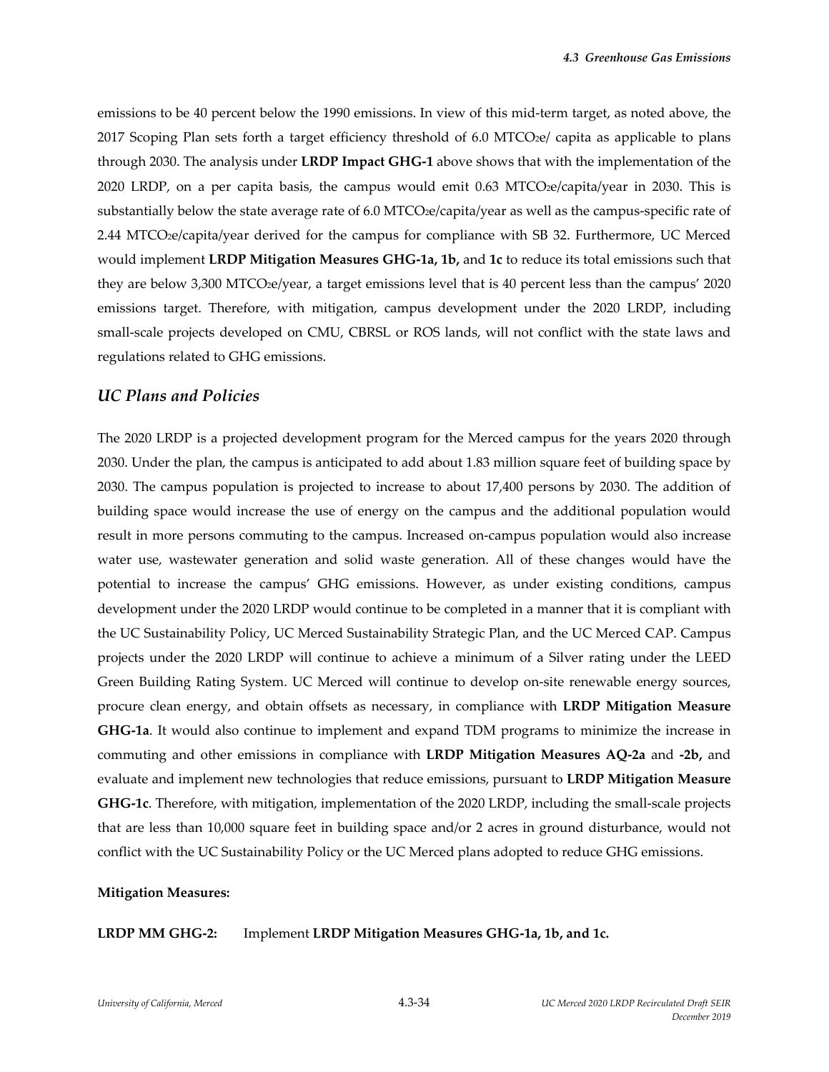emissions to be 40 percent below the 1990 emissions. In view of this mid-term target, as noted above, the 2017 Scoping Plan sets forth a target efficiency threshold of 6.0 $MTCO_2e$/ capita as applicable to plans through 2030. The analysis under **LRDP Impact GHG-1** above shows that with the implementation of the 2020 LRDP, on a per capita basis, the campus would emit 0.63 $MTCO_2e$/capita/year in 2030. This is substantially below the state average rate of 6.0 $MTCO_2e$/capita/year as well as the campus-specific rate of 2.44 $MTCO_2e$/capita/year derived for the campus for compliance with SB 32. Furthermore, UC Merced would implement **LRDP Mitigation Measures GHG-1a, 1b,** and **1c** to reduce its total emissions such that they are below 3,300 $MTCO_2e$/year, a target emissions level that is 40 percent less than the campus' 2020 emissions target. Therefore, with mitigation, campus development under the 2020 LRDP, including small-scale projects developed on CMU, CBRSL or ROS lands, will not conflict with the state laws and regulations related to GHG emissions.

## *UC Plans and Policies*

The 2020 LRDP is a projected development program for the Merced campus for the years 2020 through 2030. Under the plan, the campus is anticipated to add about 1.83 million square feet of building space by 2030. The campus population is projected to increase to about 17,400 persons by 2030. The addition of building space would increase the use of energy on the campus and the additional population would result in more persons commuting to the campus. Increased on-campus population would also increase water use, wastewater generation and solid waste generation. All of these changes would have the potential to increase the campus' GHG emissions. However, as under existing conditions, campus development under the 2020 LRDP would continue to be completed in a manner that it is compliant with the UC Sustainability Policy, UC Merced Sustainability Strategic Plan, and the UC Merced CAP. Campus projects under the 2020 LRDP will continue to achieve a minimum of a Silver rating under the LEED Green Building Rating System. UC Merced will continue to develop on-site renewable energy sources, procure clean energy, and obtain offsets as necessary, in compliance with **LRDP Mitigation Measure GHG-1a**. It would also continue to implement and expand TDM programs to minimize the increase in commuting and other emissions in compliance with **LRDP Mitigation Measures AQ-2a** and **-2b,** and evaluate and implement new technologies that reduce emissions, pursuant to **LRDP Mitigation Measure GHG-1c**. Therefore, with mitigation, implementation of the 2020 LRDP, including the small-scale projects that are less than 10,000 square feet in building space and/or 2 acres in ground disturbance, would not conflict with the UC Sustainability Policy or the UC Merced plans adopted to reduce GHG emissions.

**Mitigation Measures:**

**LRDP MM GHG-2:** Implement **LRDP Mitigation Measures GHG-1a, 1b, and 1c.**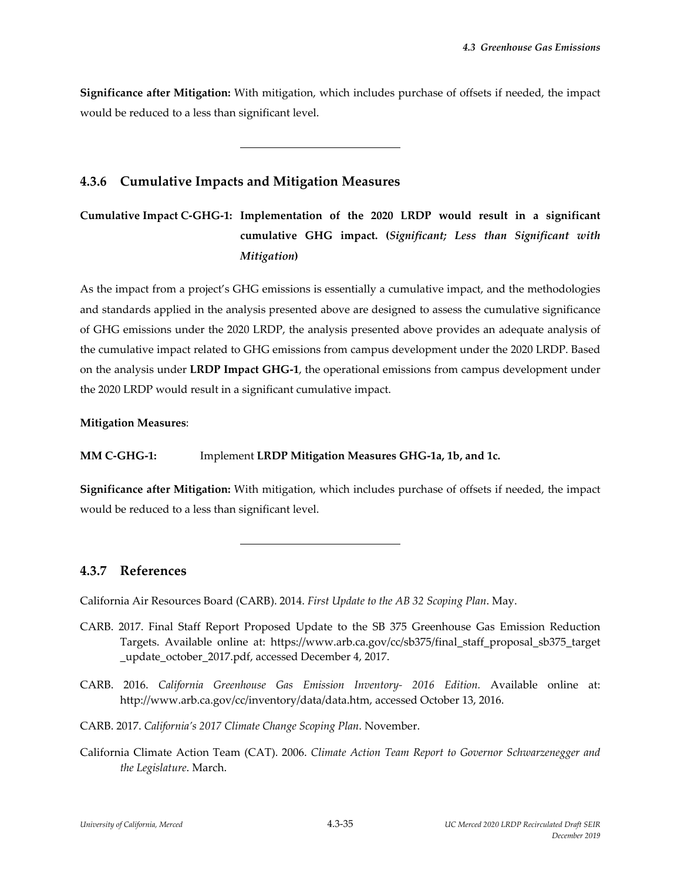**Significance after Mitigation:** With mitigation, which includes purchase of offsets if needed, the impact would be reduced to a less than significant level.

---

### 4.3.6 Cumulative Impacts and Mitigation Measures

**Cumulative Impact C-GHG-1: Implementation of the 2020 LRDP would result in a significant cumulative GHG impact. (*Significant; Less than Significant with Mitigation*)**

As the impact from a project's GHG emissions is essentially a cumulative impact, and the methodologies and standards applied in the analysis presented above are designed to assess the cumulative significance of GHG emissions under the 2020 LRDP, the analysis presented above provides an adequate analysis of the cumulative impact related to GHG emissions from campus development under the 2020 LRDP. Based on the analysis under **LRDP Impact GHG-1**, the operational emissions from campus development under the 2020 LRDP would result in a significant cumulative impact.

**Mitigation Measures**:

**MM C-GHG-1:** Implement **LRDP Mitigation Measures GHG-1a, 1b, and 1c.**

**Significance after Mitigation:** With mitigation, which includes purchase of offsets if needed, the impact would be reduced to a less than significant level.

---

### 4.3.7 References

California Air Resources Board (CARB). 2014. *First Update to the AB 32 Scoping Plan*. May.

CARB. 2017. Final Staff Report Proposed Update to the SB 375 Greenhouse Gas Emission Reduction Targets. Available online at: https://www.arb.ca.gov/cc/sb375/final_staff_proposal_sb375_target_update_october_2017.pdf, accessed December 4, 2017.

CARB. 2016. *California Greenhouse Gas Emission Inventory- 2016 Edition.* Available online at: http://www.arb.ca.gov/cc/inventory/data/data.htm, accessed October 13, 2016.

CARB. 2017. *California's 2017 Climate Change Scoping Plan*. November.

California Climate Action Team (CAT). 2006. *Climate Action Team Report to Governor Schwarzenegger and the Legislature*. March.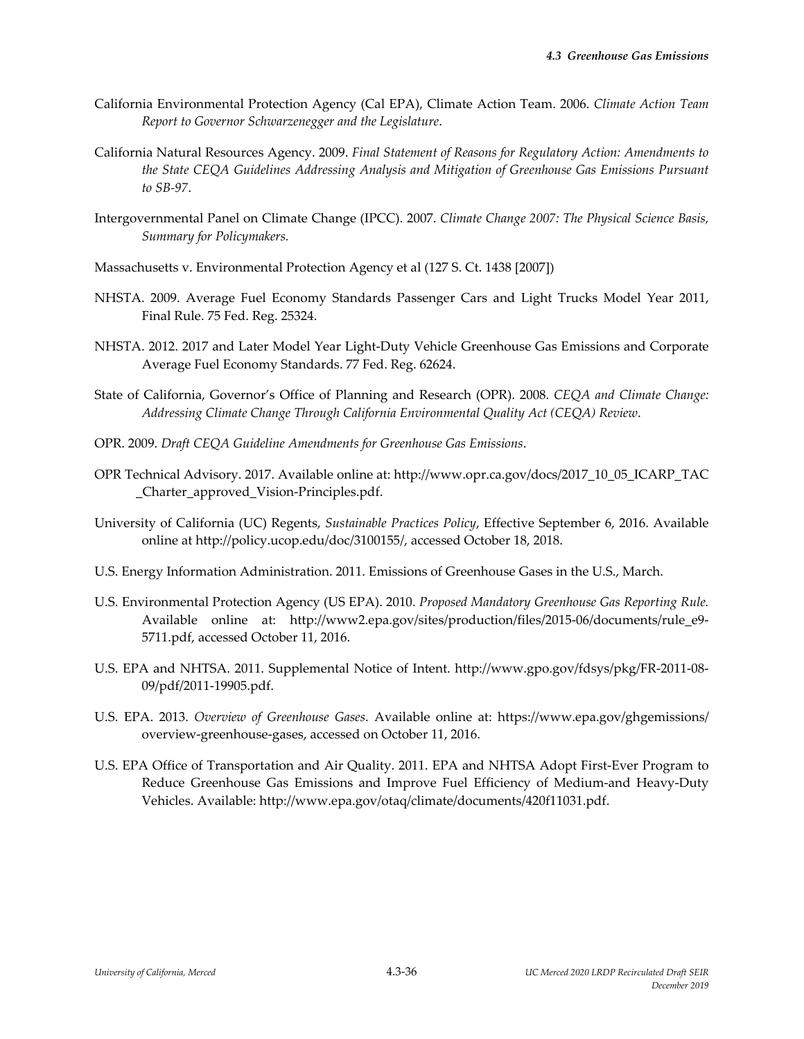California Environmental Protection Agency (Cal EPA), Climate Action Team. 2006. *Climate Action Team Report to Governor Schwarzenegger and the Legislature*.

California Natural Resources Agency. 2009. *Final Statement of Reasons for Regulatory Action: Amendments to the State CEQA Guidelines Addressing Analysis and Mitigation of Greenhouse Gas Emissions Pursuant to SB-97*.

Intergovernmental Panel on Climate Change (IPCC). 2007. *Climate Change 2007: The Physical Science Basis, Summary for Policymakers.*

Massachusetts v. Environmental Protection Agency et al (127 S. Ct. 1438 [2007])

NHSTA. 2009. Average Fuel Economy Standards Passenger Cars and Light Trucks Model Year 2011, Final Rule. 75 Fed. Reg. 25324.

NHSTA. 2012. 2017 and Later Model Year Light-Duty Vehicle Greenhouse Gas Emissions and Corporate Average Fuel Economy Standards. 77 Fed. Reg. 62624.

State of California, Governor's Office of Planning and Research (OPR). 2008. *CEQA and Climate Change: Addressing Climate Change Through California Environmental Quality Act (CEQA) Review*.

OPR. 2009. *Draft CEQA Guideline Amendments for Greenhouse Gas Emissions*.

OPR Technical Advisory. 2017. Available online at: http://www.opr.ca.gov/docs/2017_10_05_ICARP_TAC_Charter_approved_Vision-Principles.pdf.

University of California (UC) Regents, *Sustainable Practices Policy*, Effective September 6, 2016. Available online at http://policy.ucop.edu/doc/3100155/, accessed October 18, 2018.

U.S. Energy Information Administration. 2011. Emissions of Greenhouse Gases in the U.S., March.

U.S. Environmental Protection Agency (US EPA). 2010. *Proposed Mandatory Greenhouse Gas Reporting Rule.* Available online at: http://www2.epa.gov/sites/production/files/2015-06/documents/rule_e9-5711.pdf, accessed October 11, 2016.

U.S. EPA and NHTSA. 2011. Supplemental Notice of Intent. http://www.gpo.gov/fdsys/pkg/FR-2011-08-09/pdf/2011-19905.pdf.

U.S. EPA. 2013. *Overview of Greenhouse Gases*. Available online at: https://www.epa.gov/ghgemissions/overview-greenhouse-gases, accessed on October 11, 2016.

U.S. EPA Office of Transportation and Air Quality. 2011. EPA and NHTSA Adopt First-Ever Program to Reduce Greenhouse Gas Emissions and Improve Fuel Efficiency of Medium-and Heavy-Duty Vehicles. Available: http://www.epa.gov/otaq/climate/documents/420f11031.pdf.